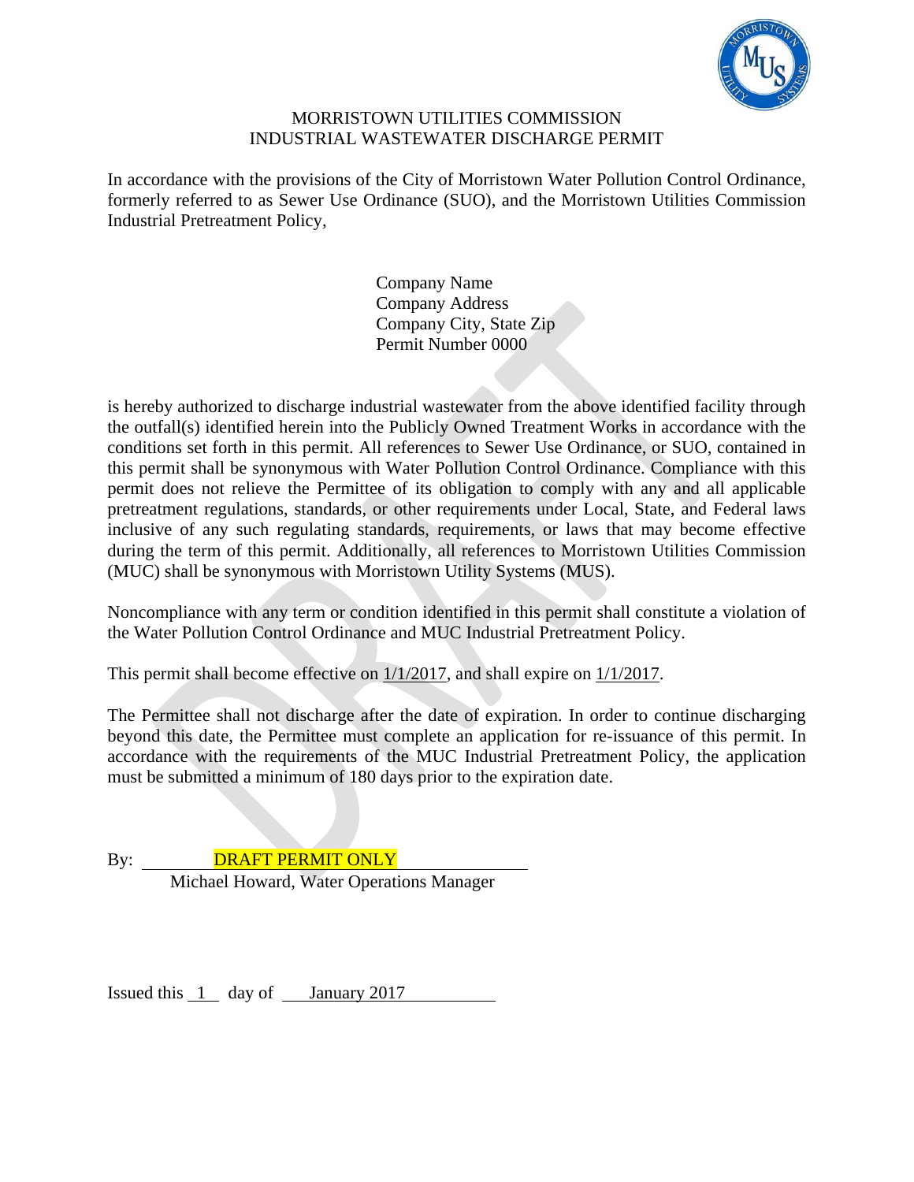MORRISTOWN UTILITIES COMMISSION
INDUSTRIAL WASTEWATER DISCHARGE PERMIT

In accordance with the provisions of the City of Morristown Water Pollution Control Ordinance, formerly referred to as Sewer Use Ordinance (SUO), and the Morristown Utilities Commission Industrial Pretreatment Policy,

Company Name
Company Address
Company City, State Zip
Permit Number 0000

is hereby authorized to discharge industrial wastewater from the above identified facility through the outfall(s) identified herein into the Publicly Owned Treatment Works in accordance with the conditions set forth in this permit. All references to Sewer Use Ordinance, or SUO, contained in this permit shall be synonymous with Water Pollution Control Ordinance. Compliance with this permit does not relieve the Permittee of its obligation to comply with any and all applicable pretreatment regulations, standards, or other requirements under Local, State, and Federal laws inclusive of any such regulating standards, requirements, or laws that may become effective during the term of this permit. Additionally, all references to Morristown Utilities Commission (MUC) shall be synonymous with Morristown Utility Systems (MUS).

Noncompliance with any term or condition identified in this permit shall constitute a violation of the Water Pollution Control Ordinance and MUC Industrial Pretreatment Policy.

This permit shall become effective on 1/1/2017, and shall expire on 1/1/2017.

The Permittee shall not discharge after the date of expiration. In order to continue discharging beyond this date, the Permittee must complete an application for re-issuance of this permit. In accordance with the requirements of the MUC Industrial Pretreatment Policy, the application must be submitted a minimum of 180 days prior to the expiration date.

By: DRAFT PERMIT ONLY
Michael Howard, Water Operations Manager

Issued this 1 day of January 2017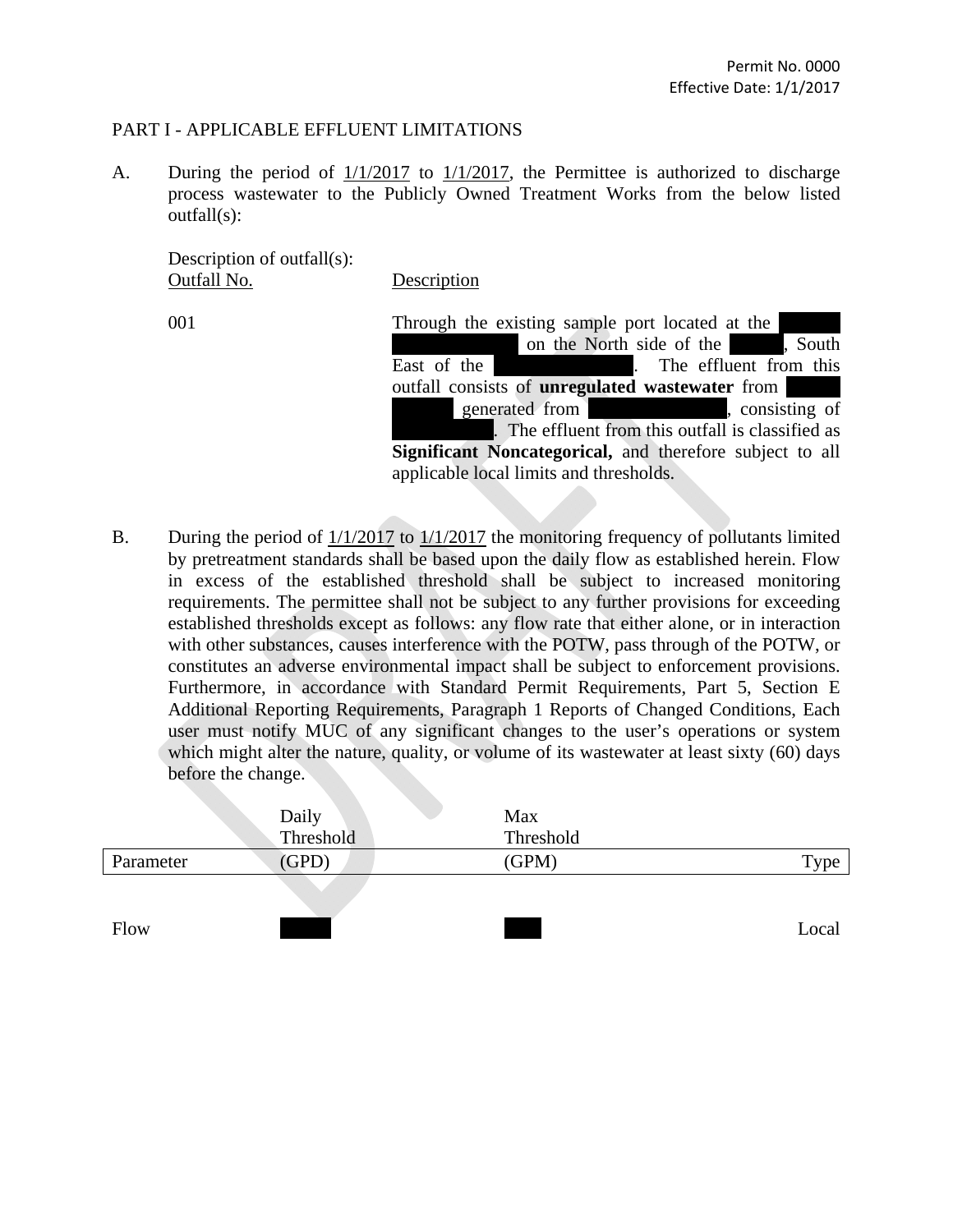PART I - APPLICABLE EFFLUENT LIMITATIONS

A. During the period of 1/1/2017 to 1/1/2017, the Permittee is authorized to discharge process wastewater to the Publicly Owned Treatment Works from the below listed outfall(s):

Description of outfall(s):

| Outfall No. | Description |
|---|---|
| 001 | Through the existing sample port located at the [REDACTED] on the North side of the [REDACTED], South East of the [REDACTED]. The effluent from this outfall consists of **unregulated wastewater** from [REDACTED] generated from [REDACTED], consisting of [REDACTED]. The effluent from this outfall is classified as **Significant Noncategorical,** and therefore subject to all applicable local limits and thresholds. |

B. During the period of 1/1/2017 to 1/1/2017 the monitoring frequency of pollutants limited by pretreatment standards shall be based upon the daily flow as established herein. Flow in excess of the established threshold shall be subject to increased monitoring requirements. The permittee shall not be subject to any further provisions for exceeding established thresholds except as follows: any flow rate that either alone, or in interaction with other substances, causes interference with the POTW, pass through of the POTW, or constitutes an adverse environmental impact shall be subject to enforcement provisions. Furthermore, in accordance with Standard Permit Requirements, Part 5, Section E Additional Reporting Requirements, Paragraph 1 Reports of Changed Conditions, Each user must notify MUC of any significant changes to the user's operations or system which might alter the nature, quality, or volume of its wastewater at least sixty (60) days before the change.

| Parameter | Daily Threshold (GPD) | Max Threshold (GPM) | Type |
|---|---|---|---|
| Flow | [REDACTED] | [REDACTED] | Local |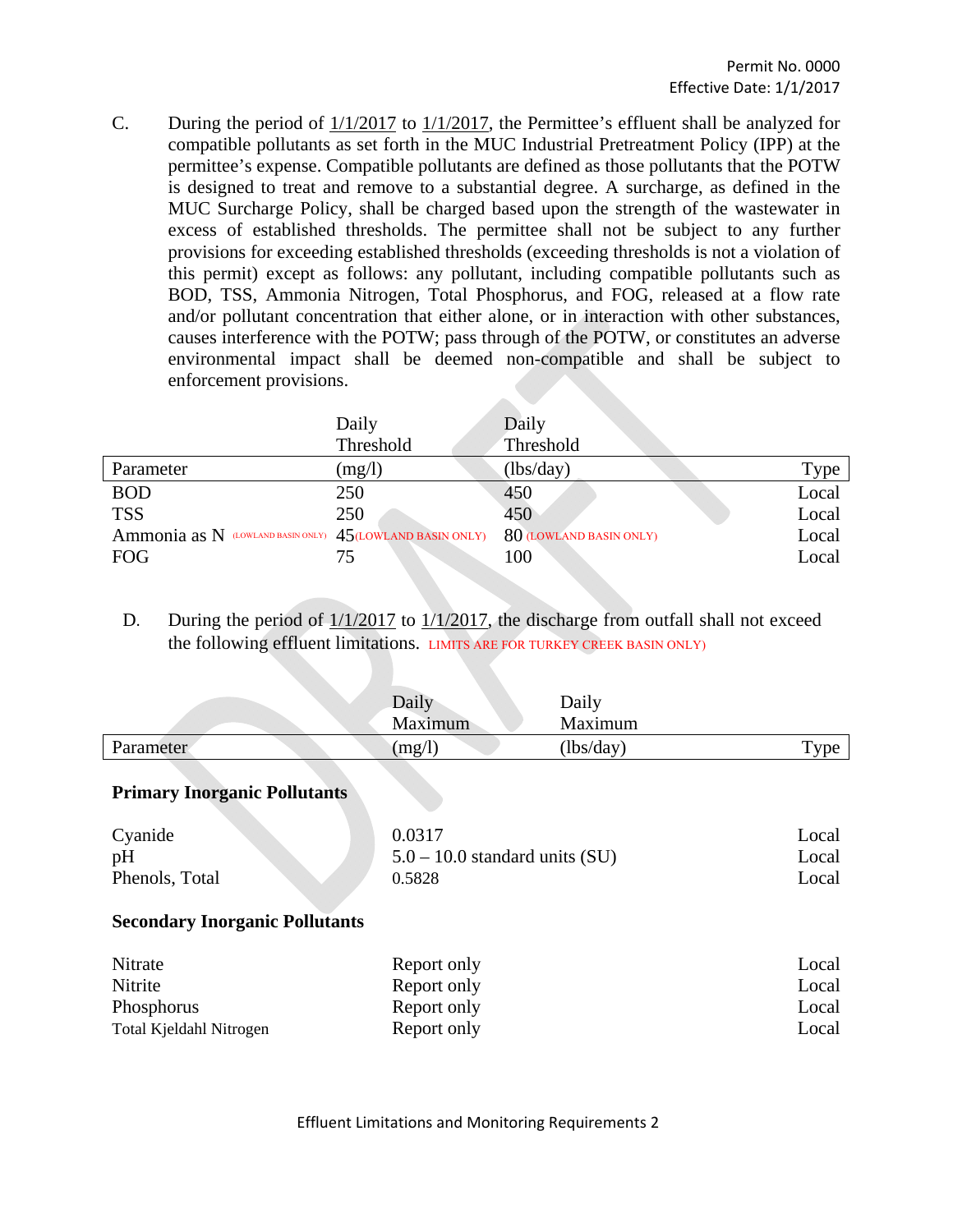C. During the period of 1/1/2017 to 1/1/2017, the Permittee's effluent shall be analyzed for compatible pollutants as set forth in the MUC Industrial Pretreatment Policy (IPP) at the permittee's expense. Compatible pollutants are defined as those pollutants that the POTW is designed to treat and remove to a substantial degree. A surcharge, as defined in the MUC Surcharge Policy, shall be charged based upon the strength of the wastewater in excess of established thresholds. The permittee shall not be subject to any further provisions for exceeding established thresholds (exceeding thresholds is not a violation of this permit) except as follows: any pollutant, including compatible pollutants such as BOD, TSS, Ammonia Nitrogen, Total Phosphorus, and FOG, released at a flow rate and/or pollutant concentration that either alone, or in interaction with other substances, causes interference with the POTW; pass through of the POTW, or constitutes an adverse environmental impact shall be deemed non-compatible and shall be subject to enforcement provisions.

| Parameter | Daily Threshold (mg/l) | Daily Threshold (lbs/day) | Type |
|---|---|---|---|
| BOD | 250 | 450 | Local |
| TSS | 250 | 450 | Local |
| Ammonia as N (LOWLAND BASIN ONLY) | 45(LOWLAND BASIN ONLY) | 80 (LOWLAND BASIN ONLY) | Local |
| FOG | 75 | 100 | Local |

D. During the period of 1/1/2017 to 1/1/2017, the discharge from outfall shall not exceed the following effluent limitations. LIMITS ARE FOR TURKEY CREEK BASIN ONLY)

| Parameter | Daily Maximum (mg/l) | Daily Maximum (lbs/day) | Type |
|---|---|---|---|
| **Primary Inorganic Pollutants** | | | |
| Cyanide | 0.0317 | | Local |
| pH | 5.0 – 10.0 standard units (SU) | | Local |
| Phenols, Total | 0.5828 | | Local |
| **Secondary Inorganic Pollutants** | | | |
| Nitrate | Report only | | Local |
| Nitrite | Report only | | Local |
| Phosphorus | Report only | | Local |
| Total Kjeldahl Nitrogen | Report only | | Local |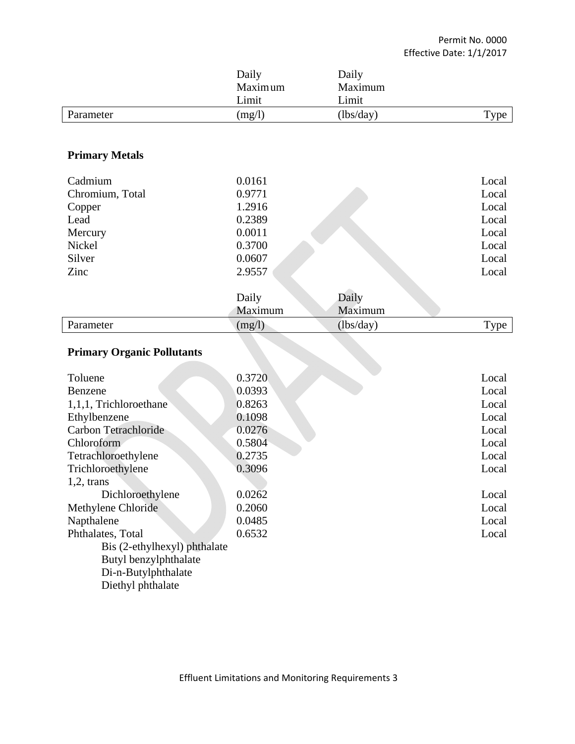| Parameter | Daily Maximum Limit (mg/l) | Daily Maximum Limit (lbs/day) | Type |
|---|---|---|---|
| **Primary Metals** | | | |
| Cadmium | 0.0161 | | Local |
| Chromium, Total | 0.9771 | | Local |
| Copper | 1.2916 | | Local |
| Lead | 0.2389 | | Local |
| Mercury | 0.0011 | | Local |
| Nickel | 0.3700 | | Local |
| Silver | 0.0607 | | Local |
| Zinc | 2.9557 | | Local |

| Parameter | Daily Maximum (mg/l) | Daily Maximum (lbs/day) | Type |
|---|---|---|---|
| **Primary Organic Pollutants** | | | |
| Toluene | 0.3720 | | Local |
| Benzene | 0.0393 | | Local |
| 1,1,1, Trichloroethane | 0.8263 | | Local |
| Ethylbenzene | 0.1098 | | Local |
| Carbon Tetrachloride | 0.0276 | | Local |
| Chloroform | 0.5804 | | Local |
| Tetrachloroethylene | 0.2735 | | Local |
| Trichloroethylene | 0.3096 | | Local |
| 1,2, trans Dichloroethylene | 0.0262 | | Local |
| Methylene Chloride | 0.2060 | | Local |
| Napthalene | 0.0485 | | Local |
| Phthalates, Total<br>Bis (2-ethylhexyl) phthalate<br>Butyl benzylphthalate<br>Di-n-Butylphthalate<br>Diethyl phthalate | 0.6532 | | Local |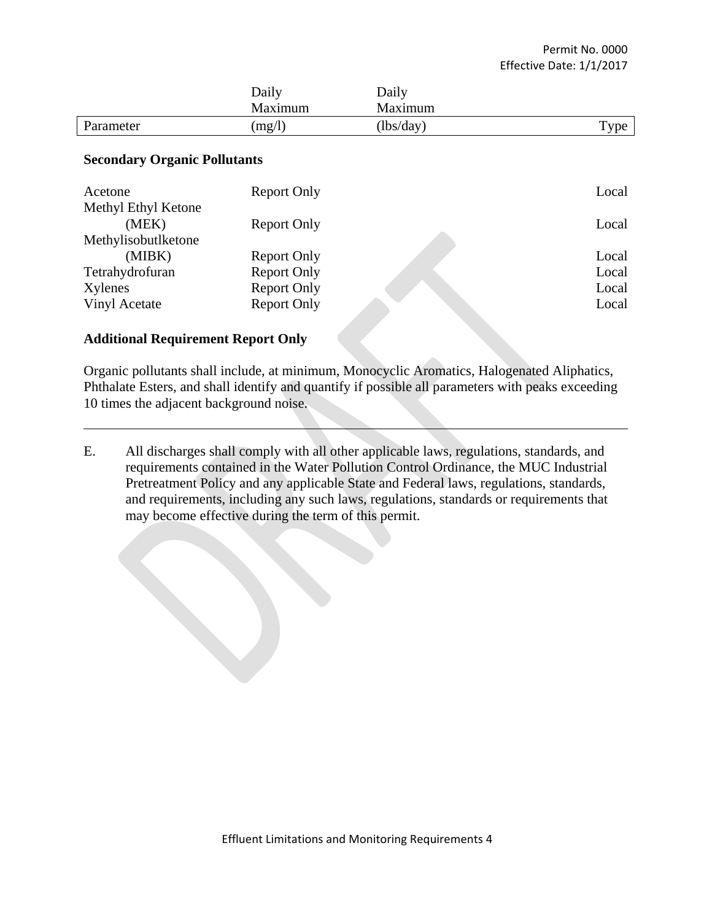| Parameter | Daily Maximum (mg/l) | Daily Maximum (lbs/day) | Type |
|---|---|---|---|
| **Secondary Organic Pollutants** | | | |
| Acetone | Report Only | | Local |
| Methyl Ethyl Ketone (MEK) | Report Only | | Local |
| Methylisobutlketone (MIBK) | Report Only | | Local |
| Tetrahydrofuran | Report Only | | Local |
| Xylenes | Report Only | | Local |
| Vinyl Acetate | Report Only | | Local |

**Additional Requirement Report Only**

Organic pollutants shall include, at minimum, Monocyclic Aromatics, Halogenated Aliphatics, Phthalate Esters, and shall identify and quantify if possible all parameters with peaks exceeding 10 times the adjacent background noise.

---

E. All discharges shall comply with all other applicable laws, regulations, standards, and requirements contained in the Water Pollution Control Ordinance, the MUC Industrial Pretreatment Policy and any applicable State and Federal laws, regulations, standards, and requirements, including any such laws, regulations, standards or requirements that may become effective during the term of this permit.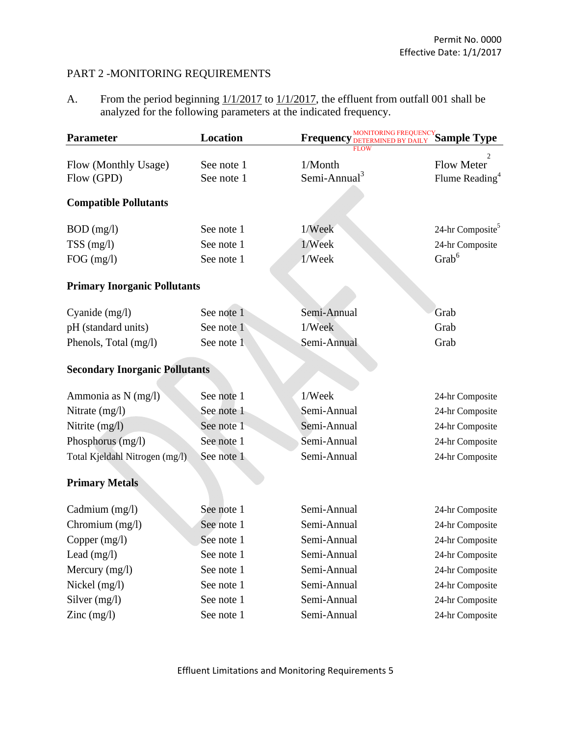PART 2 -MONITORING REQUIREMENTS

A. From the period beginning 1/1/2017 to 1/1/2017, the effluent from outfall 001 shall be analyzed for the following parameters at the indicated frequency.

| Parameter | Location | Frequency MONITORING FREQUENCY DETERMINED BY DAILY FLOW | Sample Type |
|---|---|---|---|
| Flow (Monthly Usage) | See note 1 | 1/Month | Flow Meter[2] |
| Flow (GPD) | See note 1 | Semi-Annual[3] | Flume Reading[4] |
| **Compatible Pollutants** | | | |
| BOD (mg/l) | See note 1 | 1/Week | 24-hr Composite[5] |
| TSS (mg/l) | See note 1 | 1/Week | 24-hr Composite |
| FOG (mg/l) | See note 1 | 1/Week | Grab[6] |
| **Primary Inorganic Pollutants** | | | |
| Cyanide (mg/l) | See note 1 | Semi-Annual | Grab |
| pH (standard units) | See note 1 | 1/Week | Grab |
| Phenols, Total (mg/l) | See note 1 | Semi-Annual | Grab |
| **Secondary Inorganic Pollutants** | | | |
| Ammonia as N (mg/l) | See note 1 | 1/Week | 24-hr Composite |
| Nitrate (mg/l) | See note 1 | Semi-Annual | 24-hr Composite |
| Nitrite (mg/l) | See note 1 | Semi-Annual | 24-hr Composite |
| Phosphorus (mg/l) | See note 1 | Semi-Annual | 24-hr Composite |
| Total Kjeldahl Nitrogen (mg/l) | See note 1 | Semi-Annual | 24-hr Composite |
| **Primary Metals** | | | |
| Cadmium (mg/l) | See note 1 | Semi-Annual | 24-hr Composite |
| Chromium (mg/l) | See note 1 | Semi-Annual | 24-hr Composite |
| Copper (mg/l) | See note 1 | Semi-Annual | 24-hr Composite |
| Lead (mg/l) | See note 1 | Semi-Annual | 24-hr Composite |
| Mercury (mg/l) | See note 1 | Semi-Annual | 24-hr Composite |
| Nickel (mg/l) | See note 1 | Semi-Annual | 24-hr Composite |
| Silver (mg/l) | See note 1 | Semi-Annual | 24-hr Composite |
| Zinc (mg/l) | See note 1 | Semi-Annual | 24-hr Composite |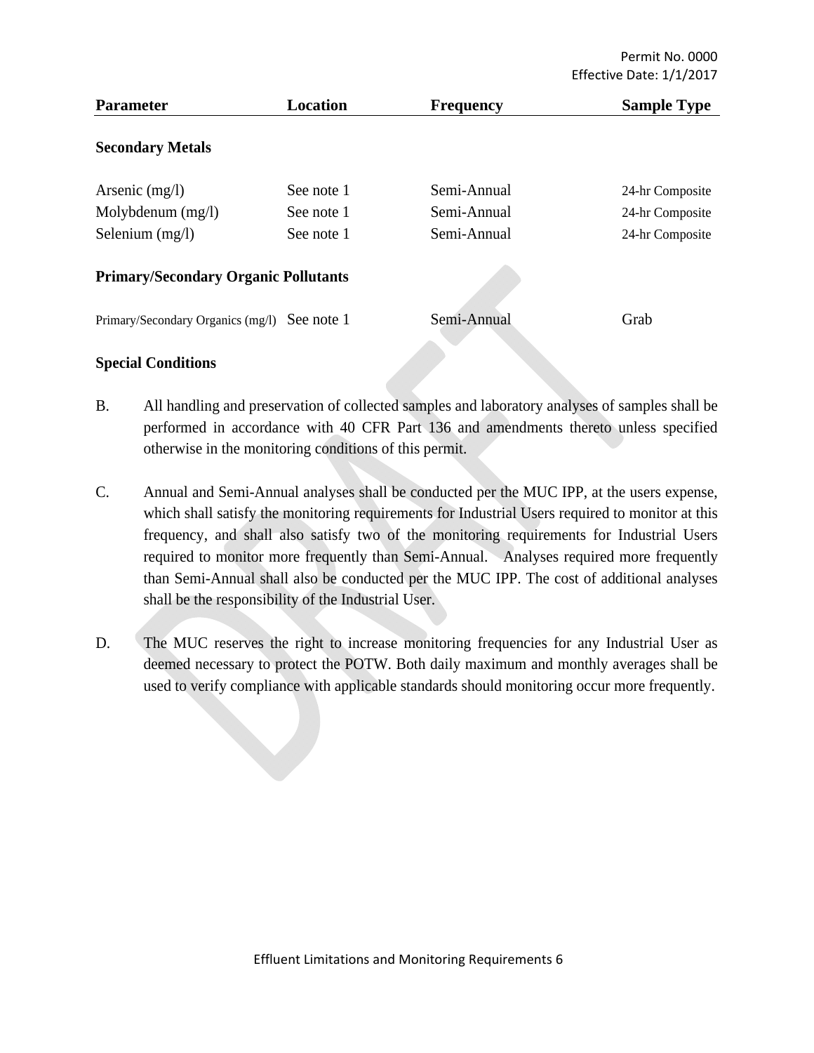| Parameter | Location | Frequency | Sample Type |
|---|---|---|---|
| **Secondary Metals** | | | |
| Arsenic (mg/l) | See note 1 | Semi-Annual | 24-hr Composite |
| Molybdenum (mg/l) | See note 1 | Semi-Annual | 24-hr Composite |
| Selenium (mg/l) | See note 1 | Semi-Annual | 24-hr Composite |
| **Primary/Secondary Organic Pollutants** | | | |
| Primary/Secondary Organics (mg/l) | See note 1 | Semi-Annual | Grab |

**Special Conditions**

B. All handling and preservation of collected samples and laboratory analyses of samples shall be performed in accordance with 40 CFR Part 136 and amendments thereto unless specified otherwise in the monitoring conditions of this permit.

C. Annual and Semi-Annual analyses shall be conducted per the MUC IPP, at the users expense, which shall satisfy the monitoring requirements for Industrial Users required to monitor at this frequency, and shall also satisfy two of the monitoring requirements for Industrial Users required to monitor more frequently than Semi-Annual. Analyses required more frequently than Semi-Annual shall also be conducted per the MUC IPP. The cost of additional analyses shall be the responsibility of the Industrial User.

D. The MUC reserves the right to increase monitoring frequencies for any Industrial User as deemed necessary to protect the POTW. Both daily maximum and monthly averages shall be used to verify compliance with applicable standards should monitoring occur more frequently.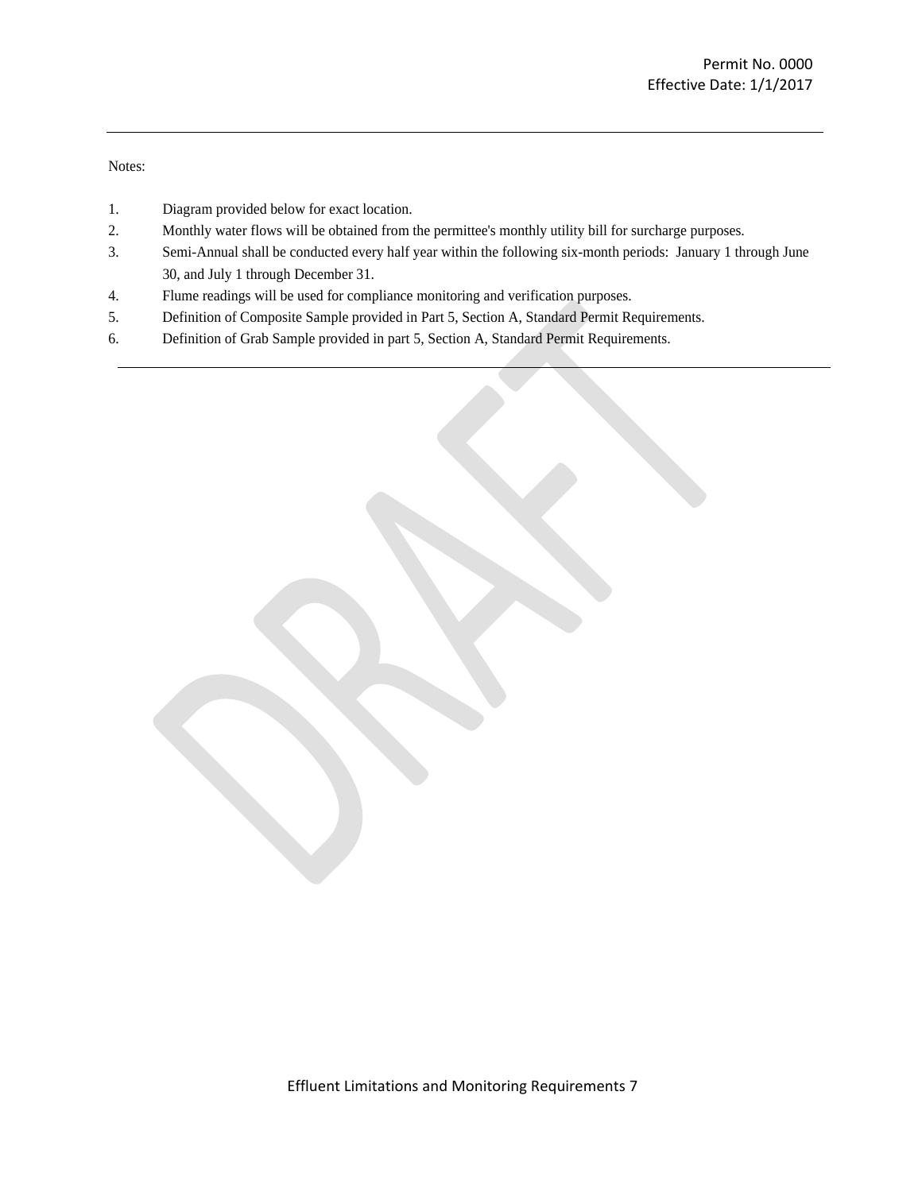Notes:

1. Diagram provided below for exact location.
2. Monthly water flows will be obtained from the permittee's monthly utility bill for surcharge purposes.
3. Semi-Annual shall be conducted every half year within the following six-month periods: January 1 through June 30, and July 1 through December 31.
4. Flume readings will be used for compliance monitoring and verification purposes.
5. Definition of Composite Sample provided in Part 5, Section A, Standard Permit Requirements.
6. Definition of Grab Sample provided in part 5, Section A, Standard Permit Requirements.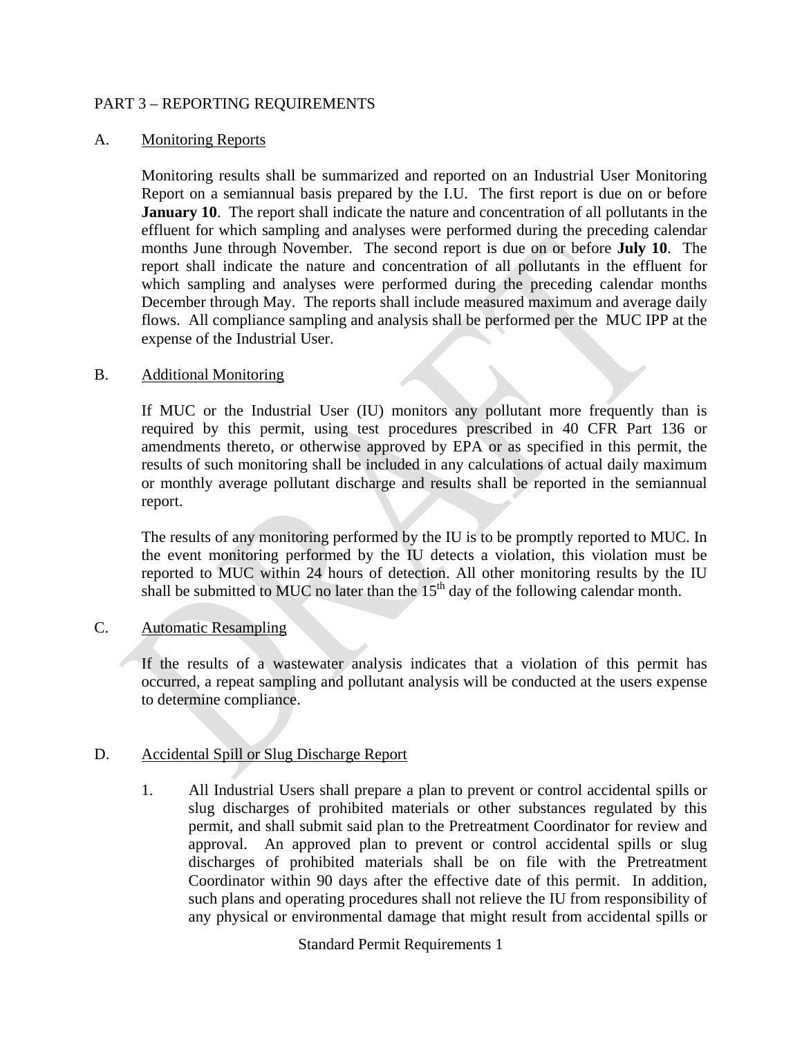PART 3 – REPORTING REQUIREMENTS

A. Monitoring Reports

Monitoring results shall be summarized and reported on an Industrial User Monitoring Report on a semiannual basis prepared by the I.U. The first report is due on or before **January 10**. The report shall indicate the nature and concentration of all pollutants in the effluent for which sampling and analyses were performed during the preceding calendar months June through November. The second report is due on or before **July 10**. The report shall indicate the nature and concentration of all pollutants in the effluent for which sampling and analyses were performed during the preceding calendar months December through May. The reports shall include measured maximum and average daily flows. All compliance sampling and analysis shall be performed per the MUC IPP at the expense of the Industrial User.

B. Additional Monitoring

If MUC or the Industrial User (IU) monitors any pollutant more frequently than is required by this permit, using test procedures prescribed in 40 CFR Part 136 or amendments thereto, or otherwise approved by EPA or as specified in this permit, the results of such monitoring shall be included in any calculations of actual daily maximum or monthly average pollutant discharge and results shall be reported in the semiannual report.

The results of any monitoring performed by the IU is to be promptly reported to MUC. In the event monitoring performed by the IU detects a violation, this violation must be reported to MUC within 24 hours of detection. All other monitoring results by the IU shall be submitted to MUC no later than the 15th day of the following calendar month.

C. Automatic Resampling

If the results of a wastewater analysis indicates that a violation of this permit has occurred, a repeat sampling and pollutant analysis will be conducted at the users expense to determine compliance.

D. Accidental Spill or Slug Discharge Report

1. All Industrial Users shall prepare a plan to prevent or control accidental spills or slug discharges of prohibited materials or other substances regulated by this permit, and shall submit said plan to the Pretreatment Coordinator for review and approval. An approved plan to prevent or control accidental spills or slug discharges of prohibited materials shall be on file with the Pretreatment Coordinator within 90 days after the effective date of this permit. In addition, such plans and operating procedures shall not relieve the IU from responsibility of any physical or environmental damage that might result from accidental spills or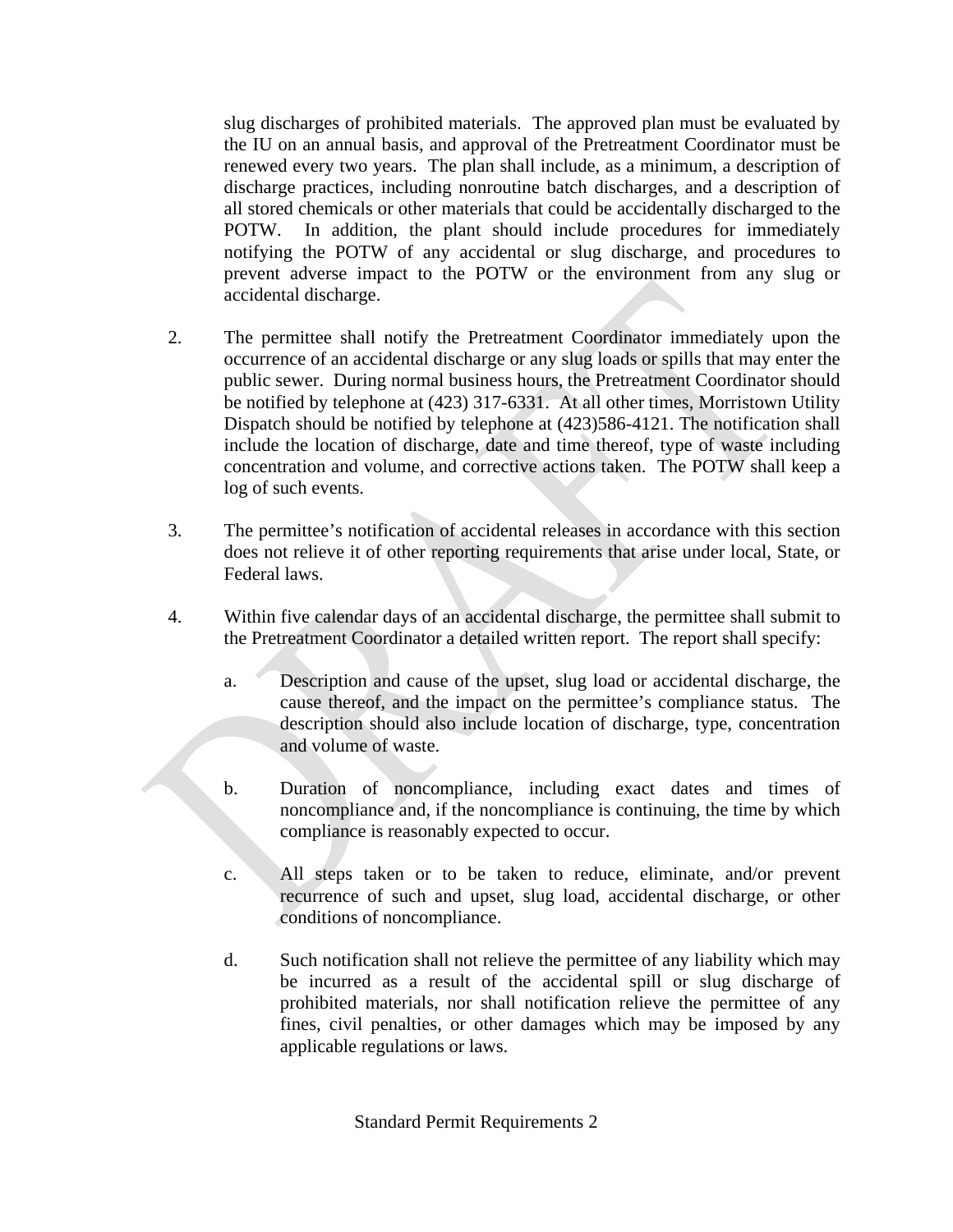slug discharges of prohibited materials. The approved plan must be evaluated by the IU on an annual basis, and approval of the Pretreatment Coordinator must be renewed every two years. The plan shall include, as a minimum, a description of discharge practices, including nonroutine batch discharges, and a description of all stored chemicals or other materials that could be accidentally discharged to the POTW. In addition, the plant should include procedures for immediately notifying the POTW of any accidental or slug discharge, and procedures to prevent adverse impact to the POTW or the environment from any slug or accidental discharge.

2. The permittee shall notify the Pretreatment Coordinator immediately upon the occurrence of an accidental discharge or any slug loads or spills that may enter the public sewer. During normal business hours, the Pretreatment Coordinator should be notified by telephone at (423) 317-6331. At all other times, Morristown Utility Dispatch should be notified by telephone at (423)586-4121. The notification shall include the location of discharge, date and time thereof, type of waste including concentration and volume, and corrective actions taken. The POTW shall keep a log of such events.

3. The permittee's notification of accidental releases in accordance with this section does not relieve it of other reporting requirements that arise under local, State, or Federal laws.

4. Within five calendar days of an accidental discharge, the permittee shall submit to the Pretreatment Coordinator a detailed written report. The report shall specify:

   a. Description and cause of the upset, slug load or accidental discharge, the cause thereof, and the impact on the permittee's compliance status. The description should also include location of discharge, type, concentration and volume of waste.

   b. Duration of noncompliance, including exact dates and times of noncompliance and, if the noncompliance is continuing, the time by which compliance is reasonably expected to occur.

   c. All steps taken or to be taken to reduce, eliminate, and/or prevent recurrence of such and upset, slug load, accidental discharge, or other conditions of noncompliance.

   d. Such notification shall not relieve the permittee of any liability which may be incurred as a result of the accidental spill or slug discharge of prohibited materials, nor shall notification relieve the permittee of any fines, civil penalties, or other damages which may be imposed by any applicable regulations or laws.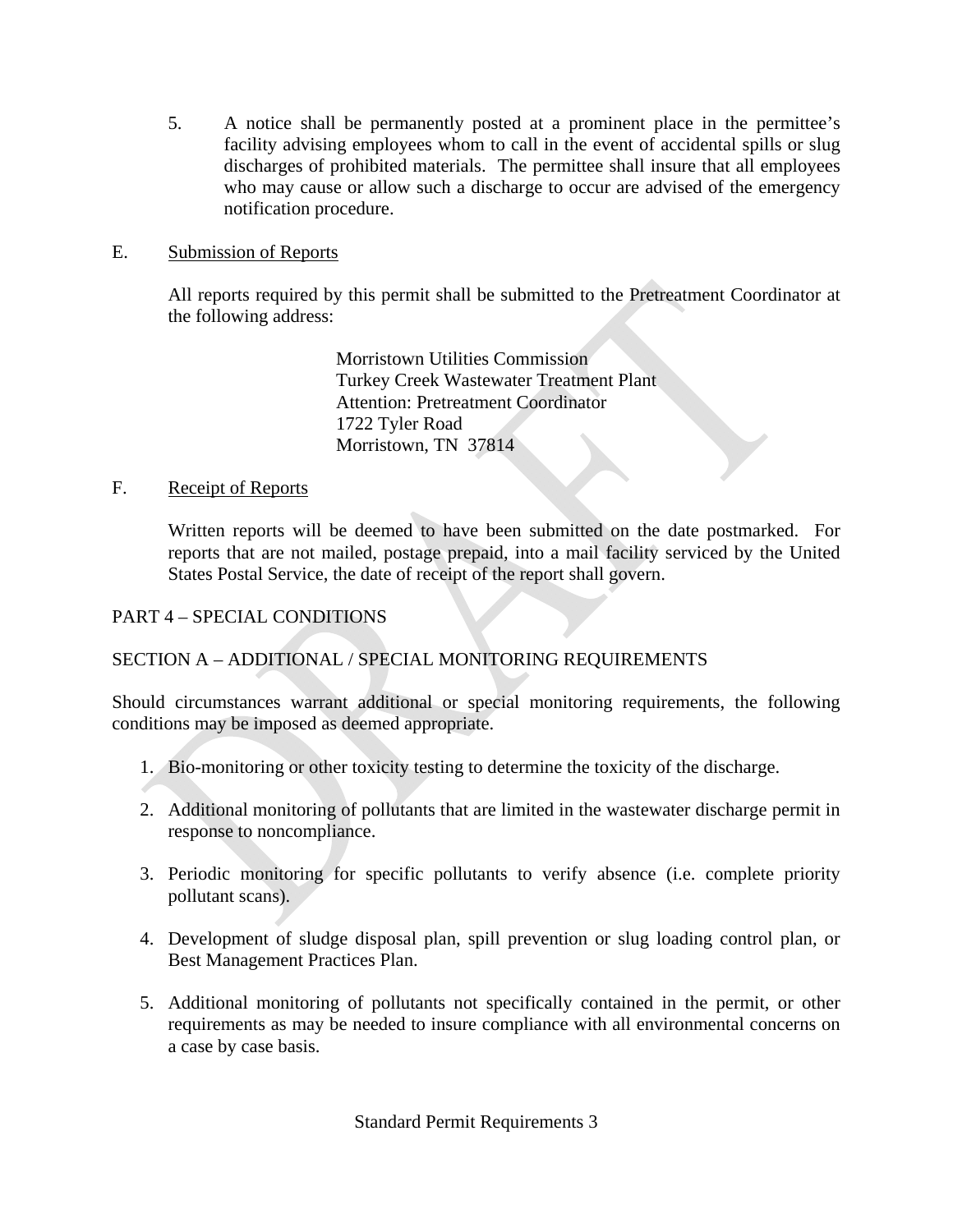5. A notice shall be permanently posted at a prominent place in the permittee's facility advising employees whom to call in the event of accidental spills or slug discharges of prohibited materials. The permittee shall insure that all employees who may cause or allow such a discharge to occur are advised of the emergency notification procedure.

E. Submission of Reports

All reports required by this permit shall be submitted to the Pretreatment Coordinator at the following address:

> Morristown Utilities Commission
> Turkey Creek Wastewater Treatment Plant
> Attention: Pretreatment Coordinator
> 1722 Tyler Road
> Morristown, TN 37814

F. Receipt of Reports

Written reports will be deemed to have been submitted on the date postmarked. For reports that are not mailed, postage prepaid, into a mail facility serviced by the United States Postal Service, the date of receipt of the report shall govern.

## PART 4 – SPECIAL CONDITIONS

### SECTION A – ADDITIONAL / SPECIAL MONITORING REQUIREMENTS

Should circumstances warrant additional or special monitoring requirements, the following conditions may be imposed as deemed appropriate.

1. Bio-monitoring or other toxicity testing to determine the toxicity of the discharge.
2. Additional monitoring of pollutants that are limited in the wastewater discharge permit in response to noncompliance.
3. Periodic monitoring for specific pollutants to verify absence (i.e. complete priority pollutant scans).
4. Development of sludge disposal plan, spill prevention or slug loading control plan, or Best Management Practices Plan.
5. Additional monitoring of pollutants not specifically contained in the permit, or other requirements as may be needed to insure compliance with all environmental concerns on a case by case basis.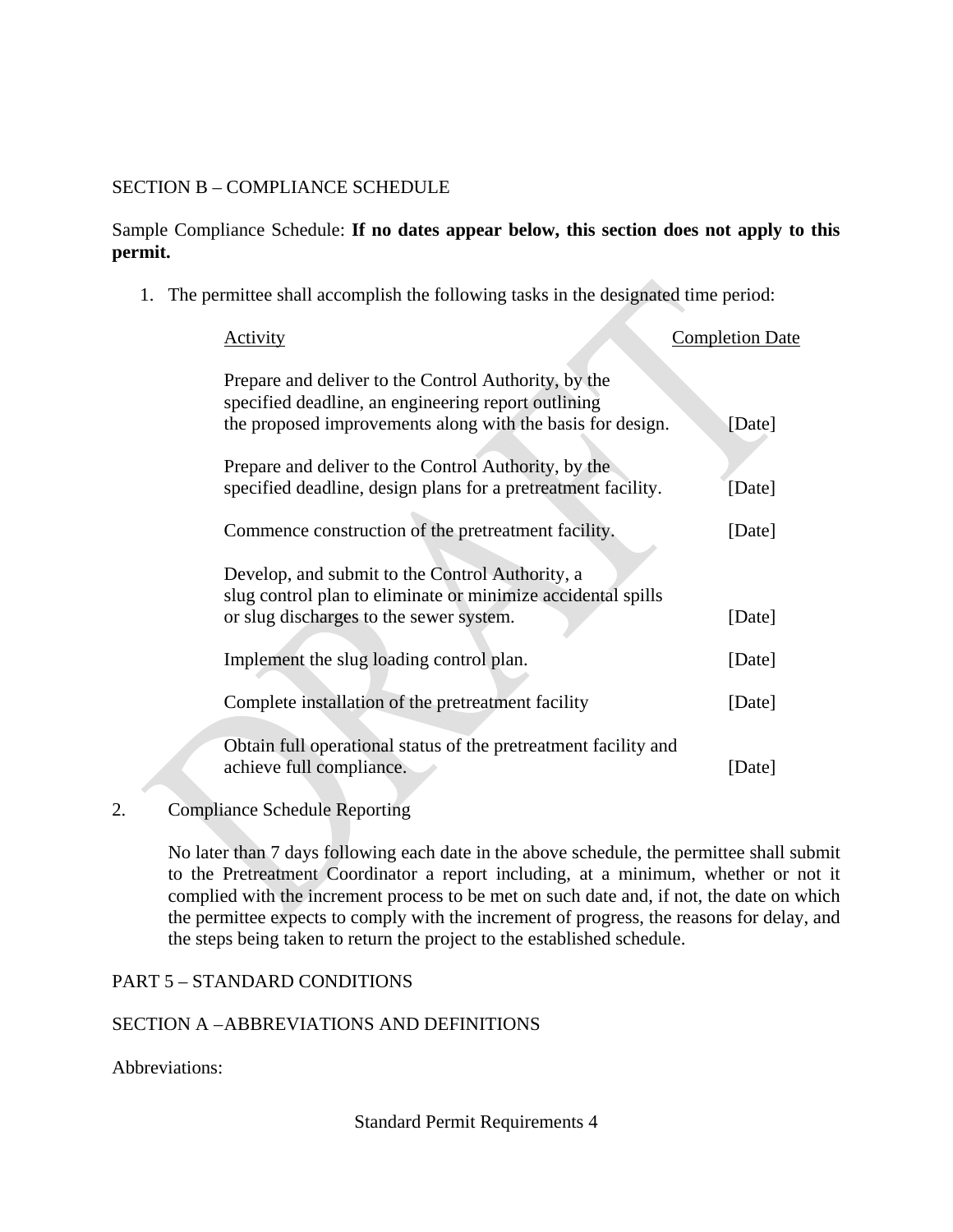SECTION B – COMPLIANCE SCHEDULE

Sample Compliance Schedule: **If no dates appear below, this section does not apply to this permit.**

1. The permittee shall accomplish the following tasks in the designated time period:

| Activity | Completion Date |
|---|---|
| Prepare and deliver to the Control Authority, by the specified deadline, an engineering report outlining the proposed improvements along with the basis for design. | [Date] |
| Prepare and deliver to the Control Authority, by the specified deadline, design plans for a pretreatment facility. | [Date] |
| Commence construction of the pretreatment facility. | [Date] |
| Develop, and submit to the Control Authority, a slug control plan to eliminate or minimize accidental spills or slug discharges to the sewer system. | [Date] |
| Implement the slug loading control plan. | [Date] |
| Complete installation of the pretreatment facility | [Date] |
| Obtain full operational status of the pretreatment facility and achieve full compliance. | [Date] |

2. Compliance Schedule Reporting

   No later than 7 days following each date in the above schedule, the permittee shall submit to the Pretreatment Coordinator a report including, at a minimum, whether or not it complied with the increment process to be met on such date and, if not, the date on which the permittee expects to comply with the increment of progress, the reasons for delay, and the steps being taken to return the project to the established schedule.

PART 5 – STANDARD CONDITIONS

SECTION A –ABBREVIATIONS AND DEFINITIONS

Abbreviations: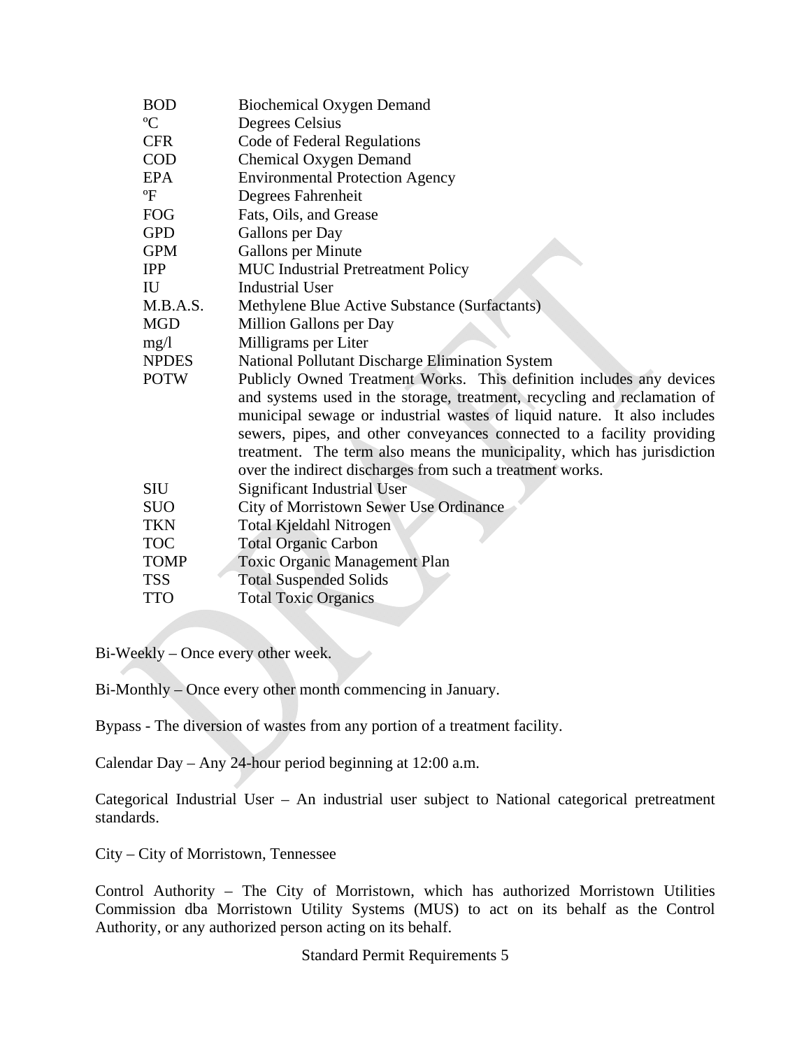| | |
|---|---|
| BOD | Biochemical Oxygen Demand |
| ºC | Degrees Celsius |
| CFR | Code of Federal Regulations |
| COD | Chemical Oxygen Demand |
| EPA | Environmental Protection Agency |
| ºF | Degrees Fahrenheit |
| FOG | Fats, Oils, and Grease |
| GPD | Gallons per Day |
| GPM | Gallons per Minute |
| IPP | MUC Industrial Pretreatment Policy |
| IU | Industrial User |
| M.B.A.S. | Methylene Blue Active Substance (Surfactants) |
| MGD | Million Gallons per Day |
| mg/l | Milligrams per Liter |
| NPDES | National Pollutant Discharge Elimination System |
| POTW | Publicly Owned Treatment Works. This definition includes any devices and systems used in the storage, treatment, recycling and reclamation of municipal sewage or industrial wastes of liquid nature. It also includes sewers, pipes, and other conveyances connected to a facility providing treatment. The term also means the municipality, which has jurisdiction over the indirect discharges from such a treatment works. |
| SIU | Significant Industrial User |
| SUO | City of Morristown Sewer Use Ordinance |
| TKN | Total Kjeldahl Nitrogen |
| TOC | Total Organic Carbon |
| TOMP | Toxic Organic Management Plan |
| TSS | Total Suspended Solids |
| TTO | Total Toxic Organics |

Bi-Weekly – Once every other week.

Bi-Monthly – Once every other month commencing in January.

Bypass - The diversion of wastes from any portion of a treatment facility.

Calendar Day – Any 24-hour period beginning at 12:00 a.m.

Categorical Industrial User – An industrial user subject to National categorical pretreatment standards.

City – City of Morristown, Tennessee

Control Authority – The City of Morristown, which has authorized Morristown Utilities Commission dba Morristown Utility Systems (MUS) to act on its behalf as the Control Authority, or any authorized person acting on its behalf.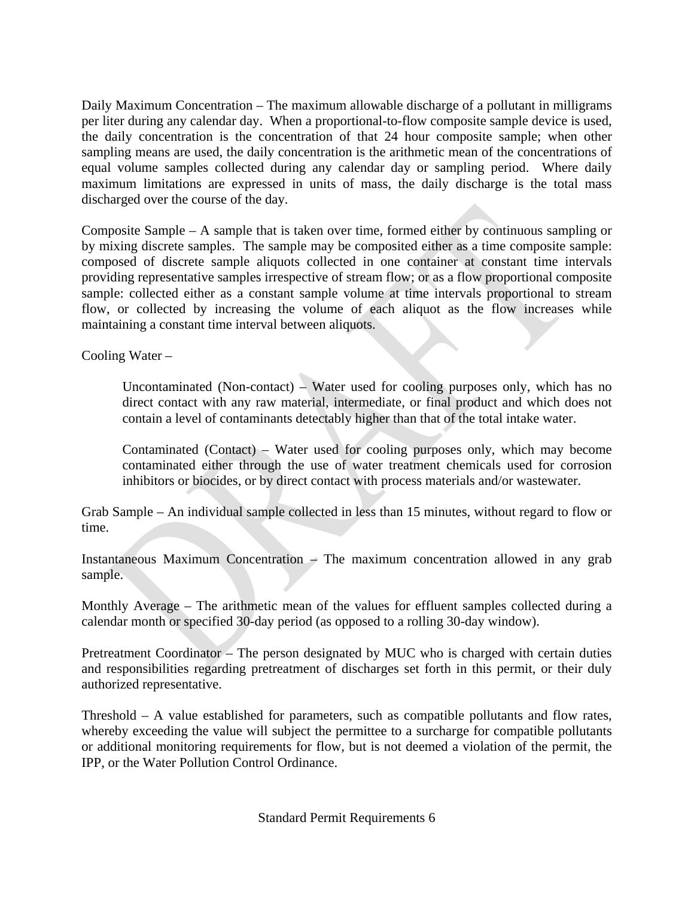Daily Maximum Concentration – The maximum allowable discharge of a pollutant in milligrams per liter during any calendar day. When a proportional-to-flow composite sample device is used, the daily concentration is the concentration of that 24 hour composite sample; when other sampling means are used, the daily concentration is the arithmetic mean of the concentrations of equal volume samples collected during any calendar day or sampling period. Where daily maximum limitations are expressed in units of mass, the daily discharge is the total mass discharged over the course of the day.

Composite Sample – A sample that is taken over time, formed either by continuous sampling or by mixing discrete samples. The sample may be composited either as a time composite sample: composed of discrete sample aliquots collected in one container at constant time intervals providing representative samples irrespective of stream flow; or as a flow proportional composite sample: collected either as a constant sample volume at time intervals proportional to stream flow, or collected by increasing the volume of each aliquot as the flow increases while maintaining a constant time interval between aliquots.

Cooling Water –

> Uncontaminated (Non-contact) – Water used for cooling purposes only, which has no direct contact with any raw material, intermediate, or final product and which does not contain a level of contaminants detectably higher than that of the total intake water.
>
> Contaminated (Contact) – Water used for cooling purposes only, which may become contaminated either through the use of water treatment chemicals used for corrosion inhibitors or biocides, or by direct contact with process materials and/or wastewater.

Grab Sample – An individual sample collected in less than 15 minutes, without regard to flow or time.

Instantaneous Maximum Concentration – The maximum concentration allowed in any grab sample.

Monthly Average – The arithmetic mean of the values for effluent samples collected during a calendar month or specified 30-day period (as opposed to a rolling 30-day window).

Pretreatment Coordinator – The person designated by MUC who is charged with certain duties and responsibilities regarding pretreatment of discharges set forth in this permit, or their duly authorized representative.

Threshold – A value established for parameters, such as compatible pollutants and flow rates, whereby exceeding the value will subject the permittee to a surcharge for compatible pollutants or additional monitoring requirements for flow, but is not deemed a violation of the permit, the IPP, or the Water Pollution Control Ordinance.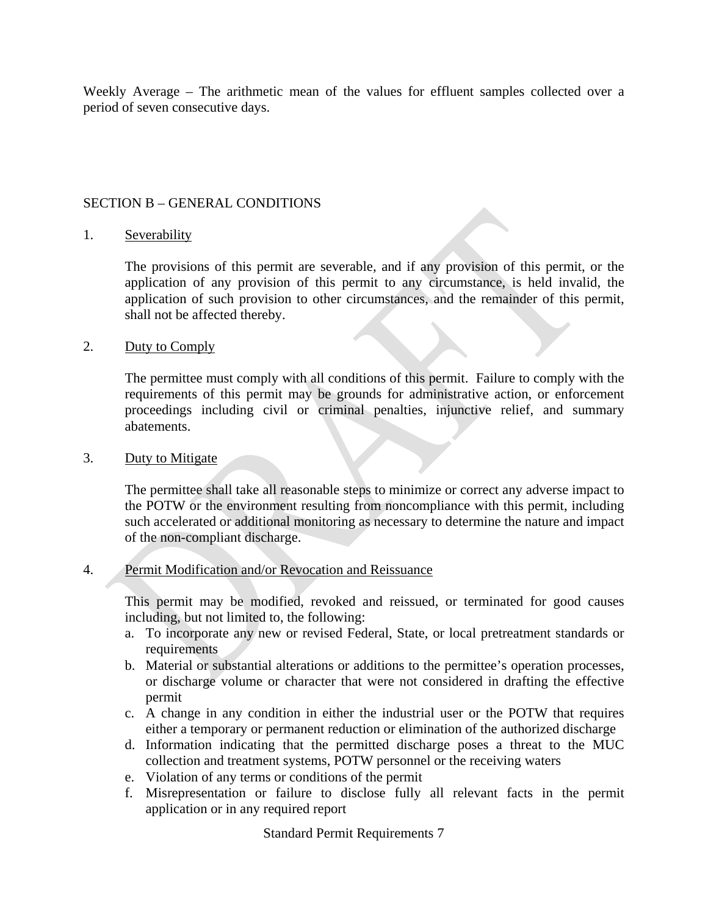Weekly Average – The arithmetic mean of the values for effluent samples collected over a period of seven consecutive days.

## SECTION B – GENERAL CONDITIONS

1. Severability

   The provisions of this permit are severable, and if any provision of this permit, or the application of any provision of this permit to any circumstance, is held invalid, the application of such provision to other circumstances, and the remainder of this permit, shall not be affected thereby.

2. Duty to Comply

   The permittee must comply with all conditions of this permit. Failure to comply with the requirements of this permit may be grounds for administrative action, or enforcement proceedings including civil or criminal penalties, injunctive relief, and summary abatements.

3. Duty to Mitigate

   The permittee shall take all reasonable steps to minimize or correct any adverse impact to the POTW or the environment resulting from noncompliance with this permit, including such accelerated or additional monitoring as necessary to determine the nature and impact of the non-compliant discharge.

4. Permit Modification and/or Revocation and Reissuance

   This permit may be modified, revoked and reissued, or terminated for good causes including, but not limited to, the following:

   a. To incorporate any new or revised Federal, State, or local pretreatment standards or requirements
   b. Material or substantial alterations or additions to the permittee's operation processes, or discharge volume or character that were not considered in drafting the effective permit
   c. A change in any condition in either the industrial user or the POTW that requires either a temporary or permanent reduction or elimination of the authorized discharge
   d. Information indicating that the permitted discharge poses a threat to the MUC collection and treatment systems, POTW personnel or the receiving waters
   e. Violation of any terms or conditions of the permit
   f. Misrepresentation or failure to disclose fully all relevant facts in the permit application or in any required report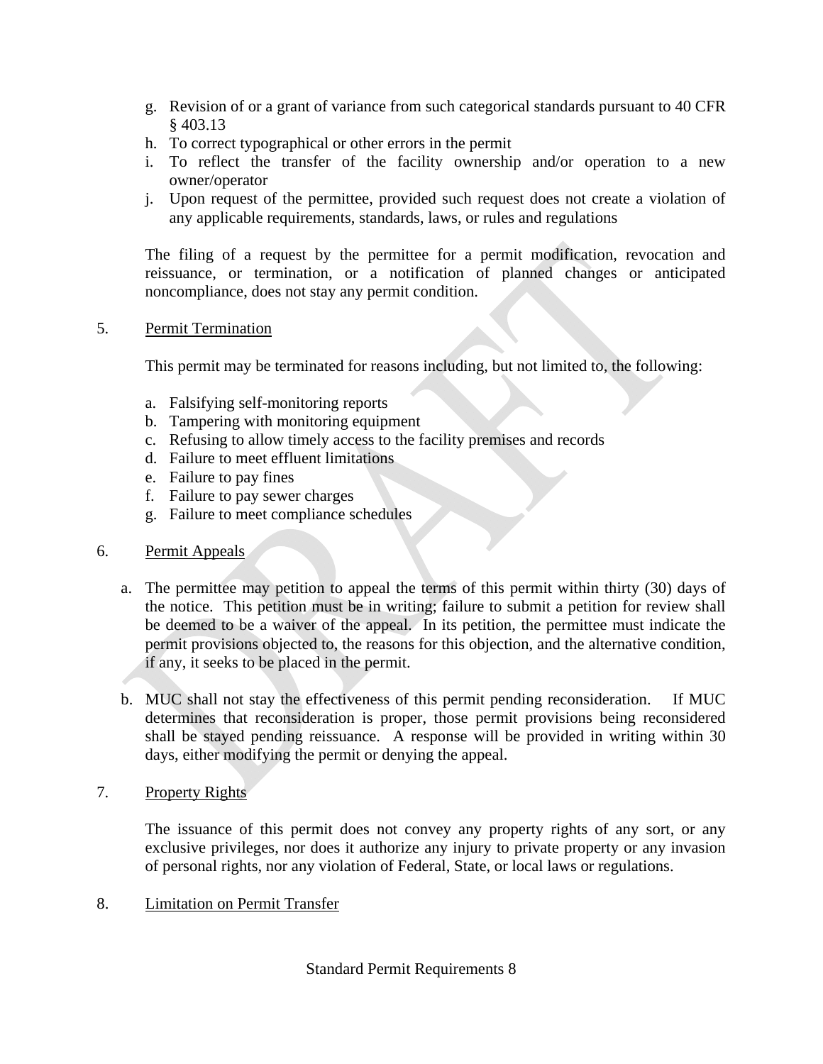g. Revision of or a grant of variance from such categorical standards pursuant to 40 CFR § 403.13
h. To correct typographical or other errors in the permit
i. To reflect the transfer of the facility ownership and/or operation to a new owner/operator
j. Upon request of the permittee, provided such request does not create a violation of any applicable requirements, standards, laws, or rules and regulations

The filing of a request by the permittee for a permit modification, revocation and reissuance, or termination, or a notification of planned changes or anticipated noncompliance, does not stay any permit condition.

5. Permit Termination

This permit may be terminated for reasons including, but not limited to, the following:

a. Falsifying self-monitoring reports
b. Tampering with monitoring equipment
c. Refusing to allow timely access to the facility premises and records
d. Failure to meet effluent limitations
e. Failure to pay fines
f. Failure to pay sewer charges
g. Failure to meet compliance schedules

6. Permit Appeals

a. The permittee may petition to appeal the terms of this permit within thirty (30) days of the notice. This petition must be in writing; failure to submit a petition for review shall be deemed to be a waiver of the appeal. In its petition, the permittee must indicate the permit provisions objected to, the reasons for this objection, and the alternative condition, if any, it seeks to be placed in the permit.

b. MUC shall not stay the effectiveness of this permit pending reconsideration. If MUC determines that reconsideration is proper, those permit provisions being reconsidered shall be stayed pending reissuance. A response will be provided in writing within 30 days, either modifying the permit or denying the appeal.

7. Property Rights

The issuance of this permit does not convey any property rights of any sort, or any exclusive privileges, nor does it authorize any injury to private property or any invasion of personal rights, nor any violation of Federal, State, or local laws or regulations.

8. Limitation on Permit Transfer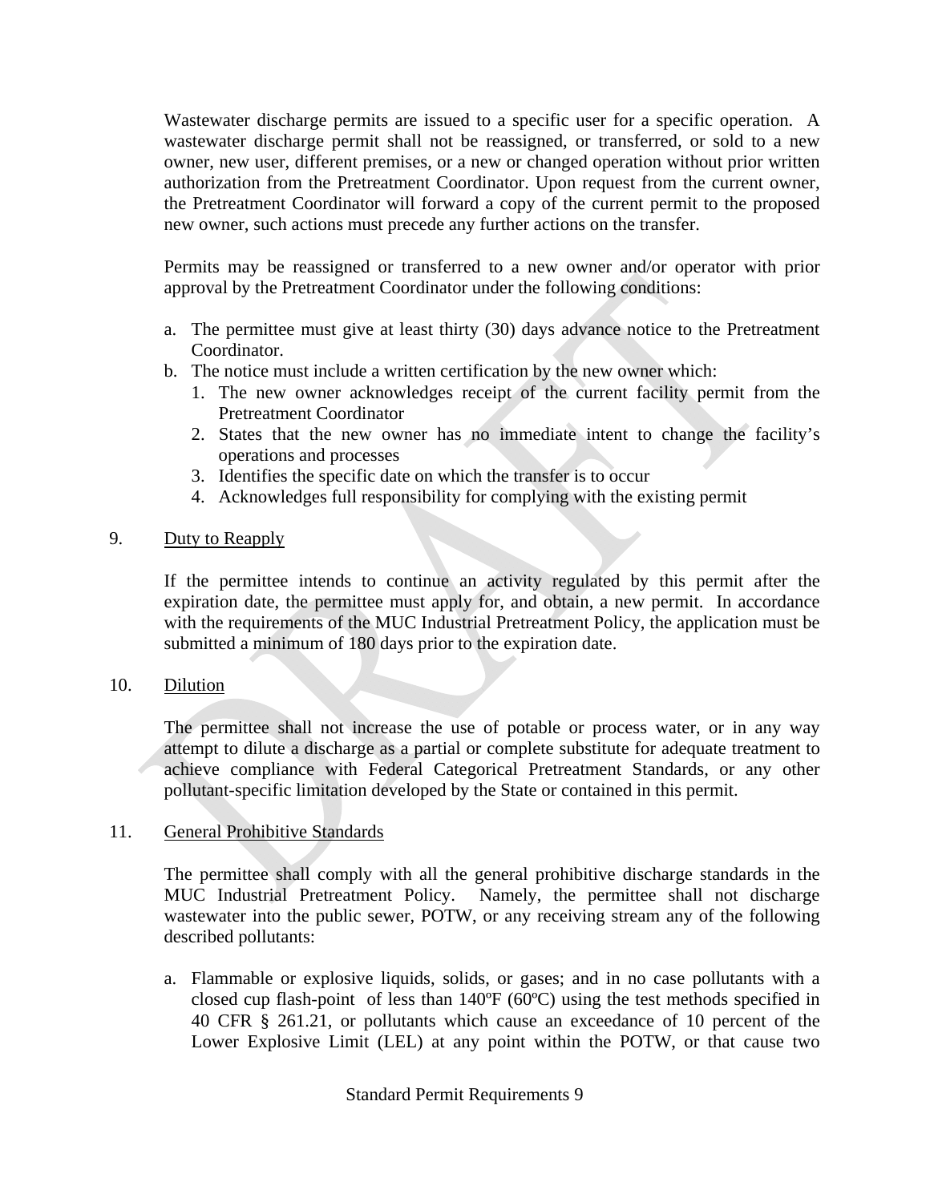Wastewater discharge permits are issued to a specific user for a specific operation. A wastewater discharge permit shall not be reassigned, or transferred, or sold to a new owner, new user, different premises, or a new or changed operation without prior written authorization from the Pretreatment Coordinator. Upon request from the current owner, the Pretreatment Coordinator will forward a copy of the current permit to the proposed new owner, such actions must precede any further actions on the transfer.

Permits may be reassigned or transferred to a new owner and/or operator with prior approval by the Pretreatment Coordinator under the following conditions:

a. The permittee must give at least thirty (30) days advance notice to the Pretreatment Coordinator.
b. The notice must include a written certification by the new owner which:
   1. The new owner acknowledges receipt of the current facility permit from the Pretreatment Coordinator
   2. States that the new owner has no immediate intent to change the facility's operations and processes
   3. Identifies the specific date on which the transfer is to occur
   4. Acknowledges full responsibility for complying with the existing permit

9. Duty to Reapply

If the permittee intends to continue an activity regulated by this permit after the expiration date, the permittee must apply for, and obtain, a new permit. In accordance with the requirements of the MUC Industrial Pretreatment Policy, the application must be submitted a minimum of 180 days prior to the expiration date.

10. Dilution

The permittee shall not increase the use of potable or process water, or in any way attempt to dilute a discharge as a partial or complete substitute for adequate treatment to achieve compliance with Federal Categorical Pretreatment Standards, or any other pollutant-specific limitation developed by the State or contained in this permit.

11. General Prohibitive Standards

The permittee shall comply with all the general prohibitive discharge standards in the MUC Industrial Pretreatment Policy. Namely, the permittee shall not discharge wastewater into the public sewer, POTW, or any receiving stream any of the following described pollutants:

a. Flammable or explosive liquids, solids, or gases; and in no case pollutants with a closed cup flash-point of less than 140ºF (60ºC) using the test methods specified in 40 CFR § 261.21, or pollutants which cause an exceedance of 10 percent of the Lower Explosive Limit (LEL) at any point within the POTW, or that cause two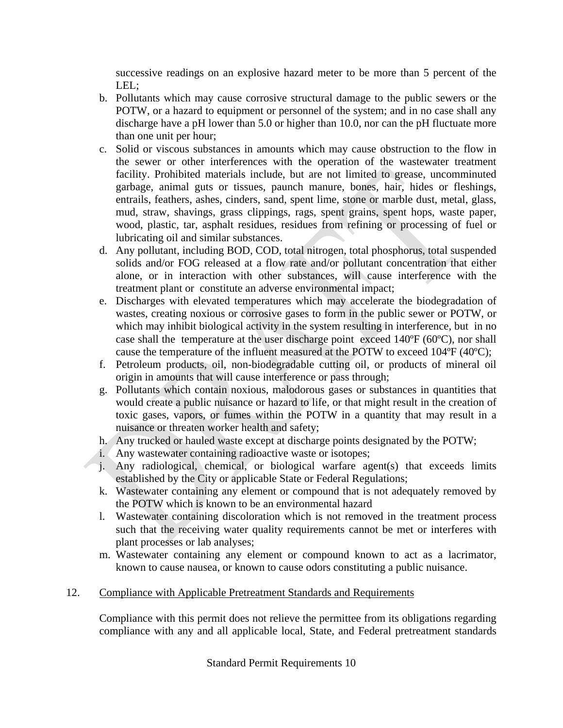successive readings on an explosive hazard meter to be more than 5 percent of the LEL;

b. Pollutants which may cause corrosive structural damage to the public sewers or the POTW, or a hazard to equipment or personnel of the system; and in no case shall any discharge have a pH lower than 5.0 or higher than 10.0, nor can the pH fluctuate more than one unit per hour;
c. Solid or viscous substances in amounts which may cause obstruction to the flow in the sewer or other interferences with the operation of the wastewater treatment facility. Prohibited materials include, but are not limited to grease, uncomminuted garbage, animal guts or tissues, paunch manure, bones, hair, hides or fleshings, entrails, feathers, ashes, cinders, sand, spent lime, stone or marble dust, metal, glass, mud, straw, shavings, grass clippings, rags, spent grains, spent hops, waste paper, wood, plastic, tar, asphalt residues, residues from refining or processing of fuel or lubricating oil and similar substances.
d. Any pollutant, including BOD, COD, total nitrogen, total phosphorus, total suspended solids and/or FOG released at a flow rate and/or pollutant concentration that either alone, or in interaction with other substances, will cause interference with the treatment plant or constitute an adverse environmental impact;
e. Discharges with elevated temperatures which may accelerate the biodegradation of wastes, creating noxious or corrosive gases to form in the public sewer or POTW, or which may inhibit biological activity in the system resulting in interference, but in no case shall the temperature at the user discharge point exceed 140ºF (60ºC), nor shall cause the temperature of the influent measured at the POTW to exceed 104ºF (40ºC);
f. Petroleum products, oil, non-biodegradable cutting oil, or products of mineral oil origin in amounts that will cause interference or pass through;
g. Pollutants which contain noxious, malodorous gases or substances in quantities that would create a public nuisance or hazard to life, or that might result in the creation of toxic gases, vapors, or fumes within the POTW in a quantity that may result in a nuisance or threaten worker health and safety;
h. Any trucked or hauled waste except at discharge points designated by the POTW;
i. Any wastewater containing radioactive waste or isotopes;
j. Any radiological, chemical, or biological warfare agent(s) that exceeds limits established by the City or applicable State or Federal Regulations;
k. Wastewater containing any element or compound that is not adequately removed by the POTW which is known to be an environmental hazard
l. Wastewater containing discoloration which is not removed in the treatment process such that the receiving water quality requirements cannot be met or interferes with plant processes or lab analyses;
m. Wastewater containing any element or compound known to act as a lacrimator, known to cause nausea, or known to cause odors constituting a public nuisance.

12. <u>Compliance with Applicable Pretreatment Standards and Requirements</u>

Compliance with this permit does not relieve the permittee from its obligations regarding compliance with any and all applicable local, State, and Federal pretreatment standards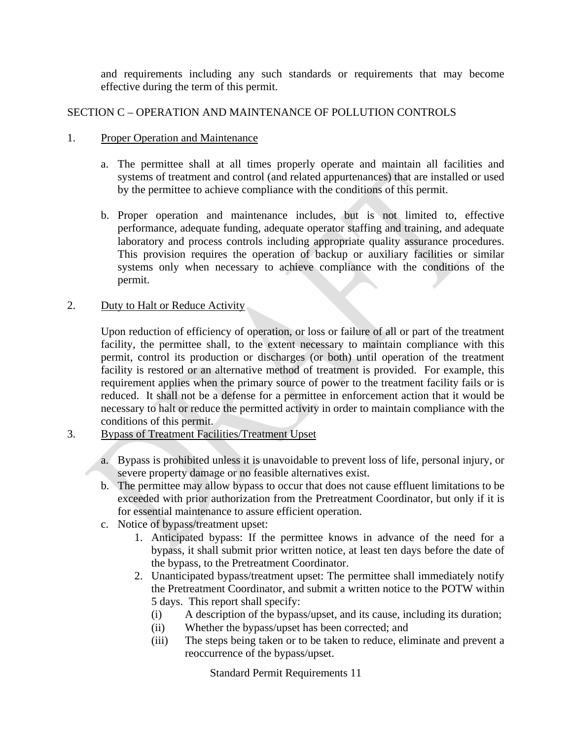and requirements including any such standards or requirements that may become effective during the term of this permit.

## SECTION C – OPERATION AND MAINTENANCE OF POLLUTION CONTROLS

1. Proper Operation and Maintenance

   a. The permittee shall at all times properly operate and maintain all facilities and systems of treatment and control (and related appurtenances) that are installed or used by the permittee to achieve compliance with the conditions of this permit.

   b. Proper operation and maintenance includes, but is not limited to, effective performance, adequate funding, adequate operator staffing and training, and adequate laboratory and process controls including appropriate quality assurance procedures. This provision requires the operation of backup or auxiliary facilities or similar systems only when necessary to achieve compliance with the conditions of the permit.

2. Duty to Halt or Reduce Activity

   Upon reduction of efficiency of operation, or loss or failure of all or part of the treatment facility, the permittee shall, to the extent necessary to maintain compliance with this permit, control its production or discharges (or both) until operation of the treatment facility is restored or an alternative method of treatment is provided. For example, this requirement applies when the primary source of power to the treatment facility fails or is reduced. It shall not be a defense for a permittee in enforcement action that it would be necessary to halt or reduce the permitted activity in order to maintain compliance with the conditions of this permit.

3. Bypass of Treatment Facilities/Treatment Upset

   a. Bypass is prohibited unless it is unavoidable to prevent loss of life, personal injury, or severe property damage or no feasible alternatives exist.
   b. The permittee may allow bypass to occur that does not cause effluent limitations to be exceeded with prior authorization from the Pretreatment Coordinator, but only if it is for essential maintenance to assure efficient operation.
   c. Notice of bypass/treatment upset:
      1. Anticipated bypass: If the permittee knows in advance of the need for a bypass, it shall submit prior written notice, at least ten days before the date of the bypass, to the Pretreatment Coordinator.
      2. Unanticipated bypass/treatment upset: The permittee shall immediately notify the Pretreatment Coordinator, and submit a written notice to the POTW within 5 days. This report shall specify:
         (i) A description of the bypass/upset, and its cause, including its duration;
         (ii) Whether the bypass/upset has been corrected; and
         (iii) The steps being taken or to be taken to reduce, eliminate and prevent a reoccurrence of the bypass/upset.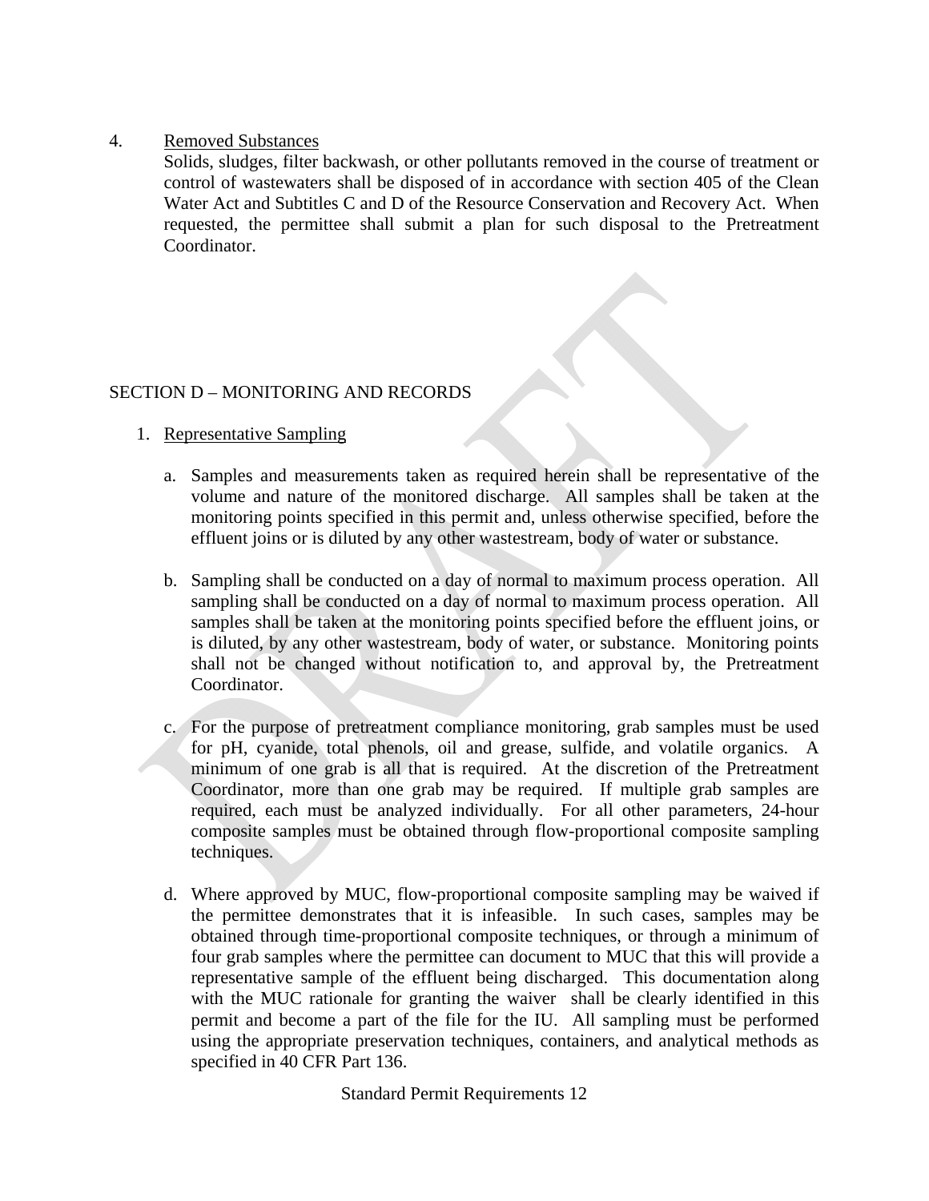4. Removed Substances

Solids, sludges, filter backwash, or other pollutants removed in the course of treatment or control of wastewaters shall be disposed of in accordance with section 405 of the Clean Water Act and Subtitles C and D of the Resource Conservation and Recovery Act. When requested, the permittee shall submit a plan for such disposal to the Pretreatment Coordinator.

## SECTION D – MONITORING AND RECORDS

1. Representative Sampling

   a. Samples and measurements taken as required herein shall be representative of the volume and nature of the monitored discharge. All samples shall be taken at the monitoring points specified in this permit and, unless otherwise specified, before the effluent joins or is diluted by any other wastestream, body of water or substance.

   b. Sampling shall be conducted on a day of normal to maximum process operation. All sampling shall be conducted on a day of normal to maximum process operation. All samples shall be taken at the monitoring points specified before the effluent joins, or is diluted, by any other wastestream, body of water, or substance. Monitoring points shall not be changed without notification to, and approval by, the Pretreatment Coordinator.

   c. For the purpose of pretreatment compliance monitoring, grab samples must be used for pH, cyanide, total phenols, oil and grease, sulfide, and volatile organics. A minimum of one grab is all that is required. At the discretion of the Pretreatment Coordinator, more than one grab may be required. If multiple grab samples are required, each must be analyzed individually. For all other parameters, 24-hour composite samples must be obtained through flow-proportional composite sampling techniques.

   d. Where approved by MUC, flow-proportional composite sampling may be waived if the permittee demonstrates that it is infeasible. In such cases, samples may be obtained through time-proportional composite techniques, or through a minimum of four grab samples where the permittee can document to MUC that this will provide a representative sample of the effluent being discharged. This documentation along with the MUC rationale for granting the waiver shall be clearly identified in this permit and become a part of the file for the IU. All sampling must be performed using the appropriate preservation techniques, containers, and analytical methods as specified in 40 CFR Part 136.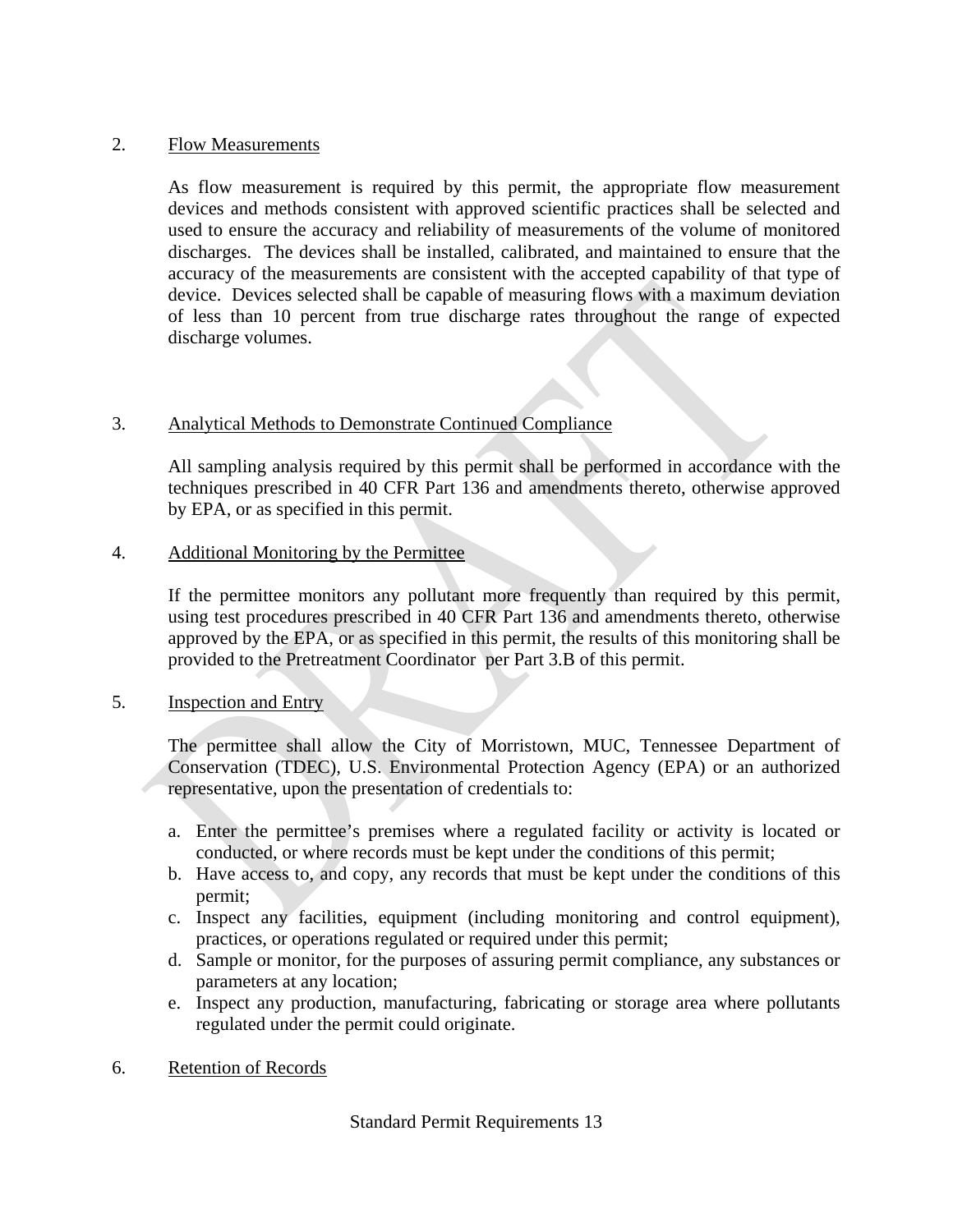2. Flow Measurements

As flow measurement is required by this permit, the appropriate flow measurement devices and methods consistent with approved scientific practices shall be selected and used to ensure the accuracy and reliability of measurements of the volume of monitored discharges. The devices shall be installed, calibrated, and maintained to ensure that the accuracy of the measurements are consistent with the accepted capability of that type of device. Devices selected shall be capable of measuring flows with a maximum deviation of less than 10 percent from true discharge rates throughout the range of expected discharge volumes.

3. Analytical Methods to Demonstrate Continued Compliance

All sampling analysis required by this permit shall be performed in accordance with the techniques prescribed in 40 CFR Part 136 and amendments thereto, otherwise approved by EPA, or as specified in this permit.

4. Additional Monitoring by the Permittee

If the permittee monitors any pollutant more frequently than required by this permit, using test procedures prescribed in 40 CFR Part 136 and amendments thereto, otherwise approved by the EPA, or as specified in this permit, the results of this monitoring shall be provided to the Pretreatment Coordinator per Part 3.B of this permit.

5. Inspection and Entry

The permittee shall allow the City of Morristown, MUC, Tennessee Department of Conservation (TDEC), U.S. Environmental Protection Agency (EPA) or an authorized representative, upon the presentation of credentials to:

a. Enter the permittee's premises where a regulated facility or activity is located or conducted, or where records must be kept under the conditions of this permit;
b. Have access to, and copy, any records that must be kept under the conditions of this permit;
c. Inspect any facilities, equipment (including monitoring and control equipment), practices, or operations regulated or required under this permit;
d. Sample or monitor, for the purposes of assuring permit compliance, any substances or parameters at any location;
e. Inspect any production, manufacturing, fabricating or storage area where pollutants regulated under the permit could originate.

6. Retention of Records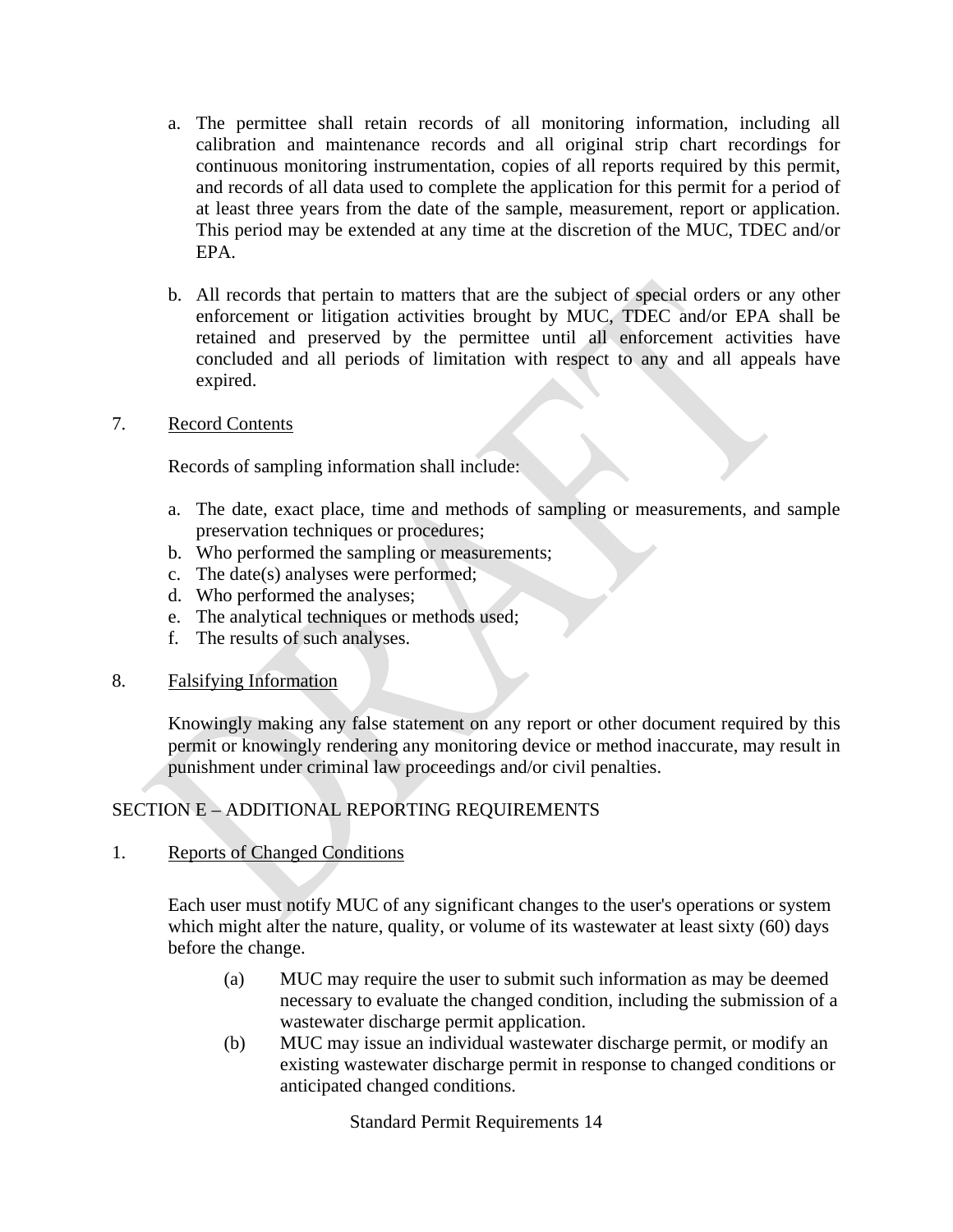a. The permittee shall retain records of all monitoring information, including all calibration and maintenance records and all original strip chart recordings for continuous monitoring instrumentation, copies of all reports required by this permit, and records of all data used to complete the application for this permit for a period of at least three years from the date of the sample, measurement, report or application. This period may be extended at any time at the discretion of the MUC, TDEC and/or EPA.

b. All records that pertain to matters that are the subject of special orders or any other enforcement or litigation activities brought by MUC, TDEC and/or EPA shall be retained and preserved by the permittee until all enforcement activities have concluded and all periods of limitation with respect to any and all appeals have expired.

7. Record Contents

Records of sampling information shall include:

a. The date, exact place, time and methods of sampling or measurements, and sample preservation techniques or procedures;
b. Who performed the sampling or measurements;
c. The date(s) analyses were performed;
d. Who performed the analyses;
e. The analytical techniques or methods used;
f. The results of such analyses.

8. Falsifying Information

Knowingly making any false statement on any report or other document required by this permit or knowingly rendering any monitoring device or method inaccurate, may result in punishment under criminal law proceedings and/or civil penalties.

## SECTION E – ADDITIONAL REPORTING REQUIREMENTS

1. Reports of Changed Conditions

Each user must notify MUC of any significant changes to the user's operations or system which might alter the nature, quality, or volume of its wastewater at least sixty (60) days before the change.

(a) MUC may require the user to submit such information as may be deemed necessary to evaluate the changed condition, including the submission of a wastewater discharge permit application.

(b) MUC may issue an individual wastewater discharge permit, or modify an existing wastewater discharge permit in response to changed conditions or anticipated changed conditions.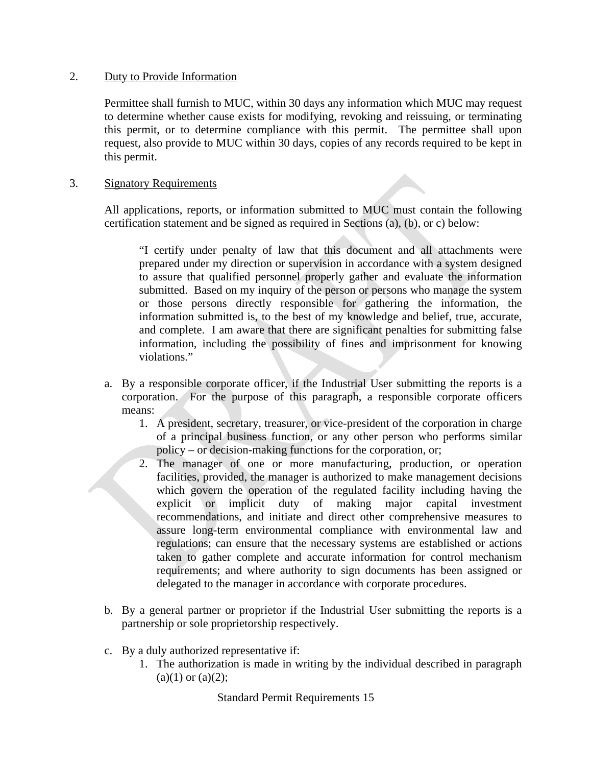2. <u>Duty to Provide Information</u>

Permittee shall furnish to MUC, within 30 days any information which MUC may request to determine whether cause exists for modifying, revoking and reissuing, or terminating this permit, or to determine compliance with this permit. The permittee shall upon request, also provide to MUC within 30 days, copies of any records required to be kept in this permit.

3. <u>Signatory Requirements</u>

All applications, reports, or information submitted to MUC must contain the following certification statement and be signed as required in Sections (a), (b), or c) below:

> "I certify under penalty of law that this document and all attachments were prepared under my direction or supervision in accordance with a system designed to assure that qualified personnel properly gather and evaluate the information submitted. Based on my inquiry of the person or persons who manage the system or those persons directly responsible for gathering the information, the information submitted is, to the best of my knowledge and belief, true, accurate, and complete. I am aware that there are significant penalties for submitting false information, including the possibility of fines and imprisonment for knowing violations."

a. By a responsible corporate officer, if the Industrial User submitting the reports is a corporation. For the purpose of this paragraph, a responsible corporate officers means:
   1. A president, secretary, treasurer, or vice-president of the corporation in charge of a principal business function, or any other person who performs similar policy – or decision-making functions for the corporation, or;
   2. The manager of one or more manufacturing, production, or operation facilities, provided, the manager is authorized to make management decisions which govern the operation of the regulated facility including having the explicit or implicit duty of making major capital investment recommendations, and initiate and direct other comprehensive measures to assure long-term environmental compliance with environmental law and regulations; can ensure that the necessary systems are established or actions taken to gather complete and accurate information for control mechanism requirements; and where authority to sign documents has been assigned or delegated to the manager in accordance with corporate procedures.

b. By a general partner or proprietor if the Industrial User submitting the reports is a partnership or sole proprietorship respectively.

c. By a duly authorized representative if:
   1. The authorization is made in writing by the individual described in paragraph (a)(1) or (a)(2);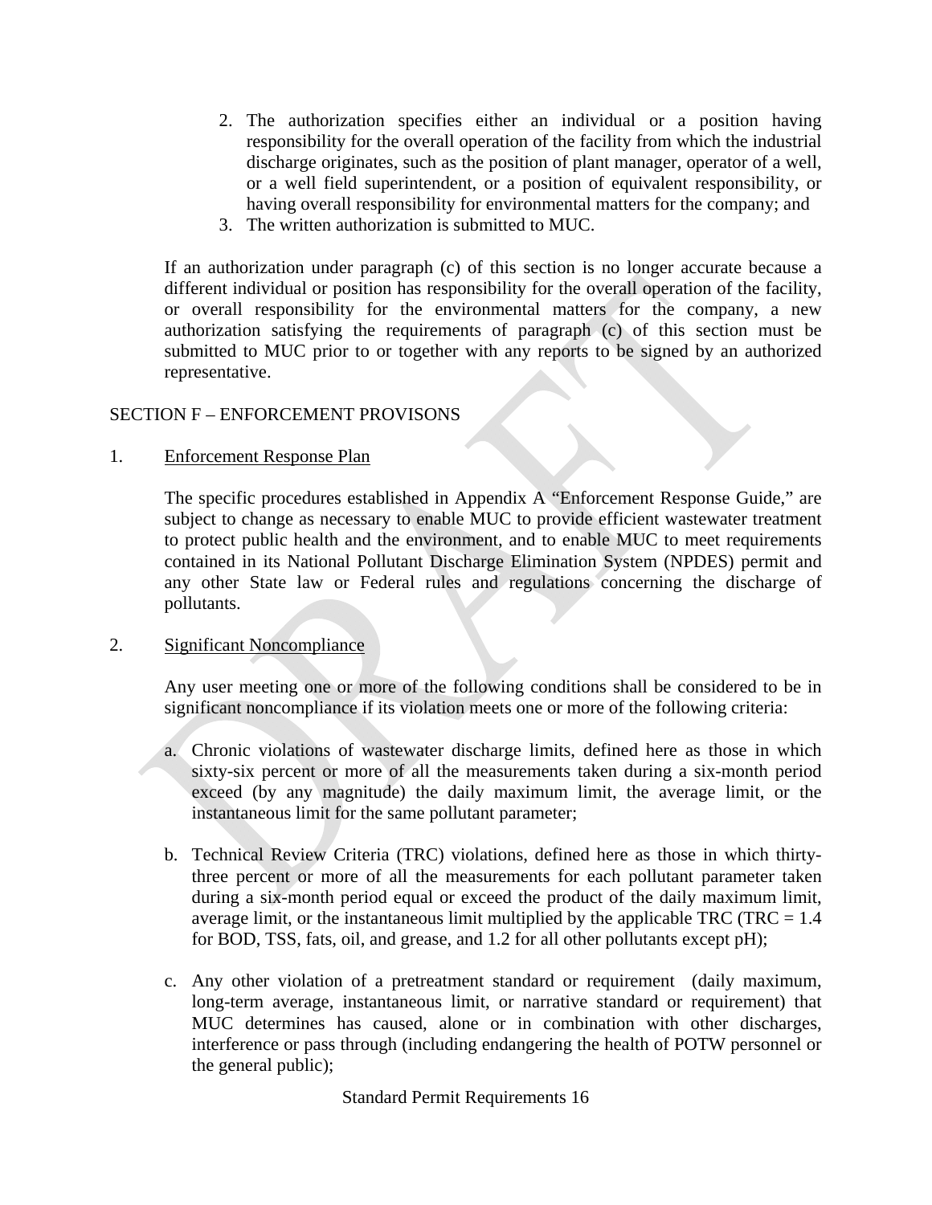2. The authorization specifies either an individual or a position having responsibility for the overall operation of the facility from which the industrial discharge originates, such as the position of plant manager, operator of a well, or a well field superintendent, or a position of equivalent responsibility, or having overall responsibility for environmental matters for the company; and
3. The written authorization is submitted to MUC.

If an authorization under paragraph (c) of this section is no longer accurate because a different individual or position has responsibility for the overall operation of the facility, or overall responsibility for the environmental matters for the company, a new authorization satisfying the requirements of paragraph (c) of this section must be submitted to MUC prior to or together with any reports to be signed by an authorized representative.

## SECTION F – ENFORCEMENT PROVISONS

1. Enforcement Response Plan

   The specific procedures established in Appendix A "Enforcement Response Guide," are subject to change as necessary to enable MUC to provide efficient wastewater treatment to protect public health and the environment, and to enable MUC to meet requirements contained in its National Pollutant Discharge Elimination System (NPDES) permit and any other State law or Federal rules and regulations concerning the discharge of pollutants.

2. Significant Noncompliance

   Any user meeting one or more of the following conditions shall be considered to be in significant noncompliance if its violation meets one or more of the following criteria:

   a. Chronic violations of wastewater discharge limits, defined here as those in which sixty-six percent or more of all the measurements taken during a six-month period exceed (by any magnitude) the daily maximum limit, the average limit, or the instantaneous limit for the same pollutant parameter;

   b. Technical Review Criteria (TRC) violations, defined here as those in which thirty-three percent or more of all the measurements for each pollutant parameter taken during a six-month period equal or exceed the product of the daily maximum limit, average limit, or the instantaneous limit multiplied by the applicable TRC (TRC = 1.4 for BOD, TSS, fats, oil, and grease, and 1.2 for all other pollutants except pH);

   c. Any other violation of a pretreatment standard or requirement (daily maximum, long-term average, instantaneous limit, or narrative standard or requirement) that MUC determines has caused, alone or in combination with other discharges, interference or pass through (including endangering the health of POTW personnel or the general public);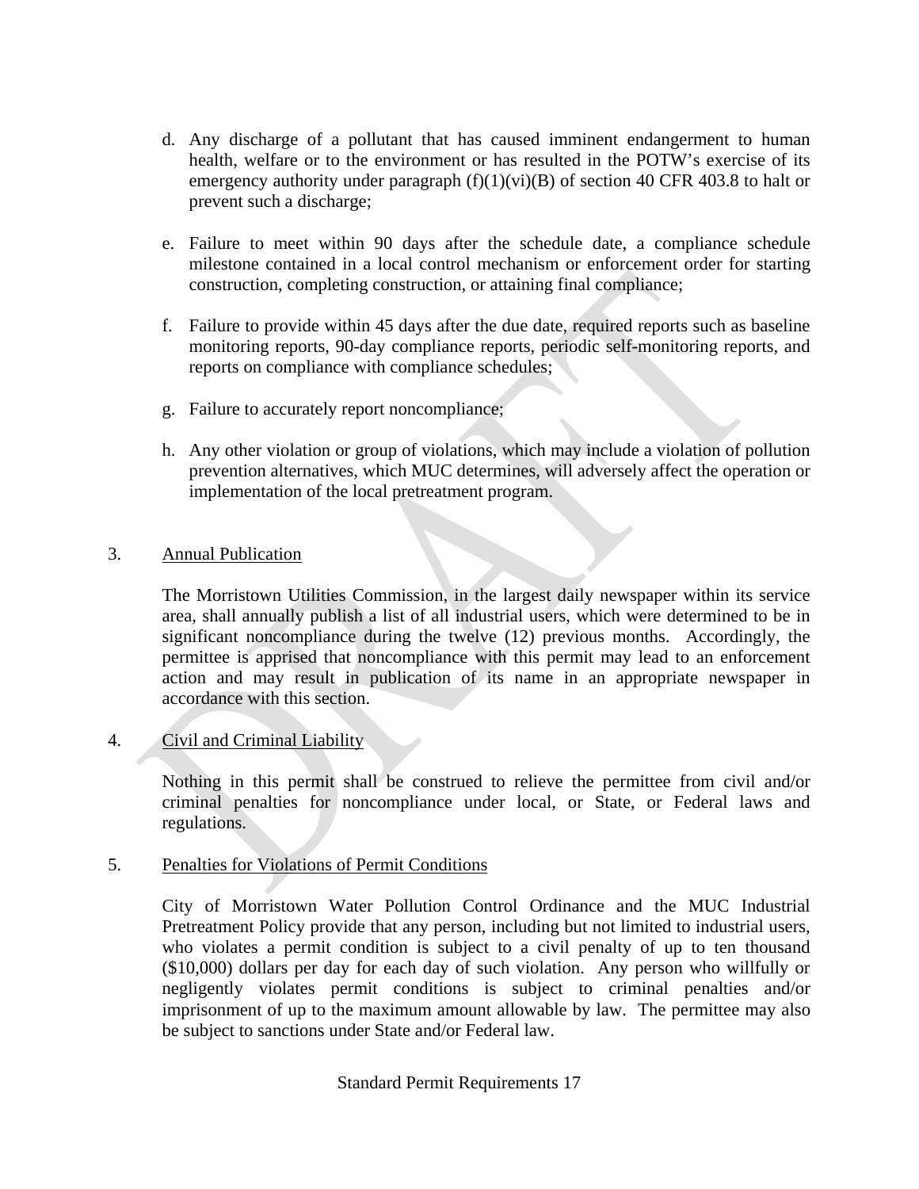d. Any discharge of a pollutant that has caused imminent endangerment to human health, welfare or to the environment or has resulted in the POTW's exercise of its emergency authority under paragraph (f)(1)(vi)(B) of section 40 CFR 403.8 to halt or prevent such a discharge;

e. Failure to meet within 90 days after the schedule date, a compliance schedule milestone contained in a local control mechanism or enforcement order for starting construction, completing construction, or attaining final compliance;

f. Failure to provide within 45 days after the due date, required reports such as baseline monitoring reports, 90-day compliance reports, periodic self-monitoring reports, and reports on compliance with compliance schedules;

g. Failure to accurately report noncompliance;

h. Any other violation or group of violations, which may include a violation of pollution prevention alternatives, which MUC determines, will adversely affect the operation or implementation of the local pretreatment program.

3. Annual Publication

The Morristown Utilities Commission, in the largest daily newspaper within its service area, shall annually publish a list of all industrial users, which were determined to be in significant noncompliance during the twelve (12) previous months. Accordingly, the permittee is apprised that noncompliance with this permit may lead to an enforcement action and may result in publication of its name in an appropriate newspaper in accordance with this section.

4. Civil and Criminal Liability

Nothing in this permit shall be construed to relieve the permittee from civil and/or criminal penalties for noncompliance under local, or State, or Federal laws and regulations.

5. Penalties for Violations of Permit Conditions

City of Morristown Water Pollution Control Ordinance and the MUC Industrial Pretreatment Policy provide that any person, including but not limited to industrial users, who violates a permit condition is subject to a civil penalty of up to ten thousand ($10,000) dollars per day for each day of such violation. Any person who willfully or negligently violates permit conditions is subject to criminal penalties and/or imprisonment of up to the maximum amount allowable by law. The permittee may also be subject to sanctions under State and/or Federal law.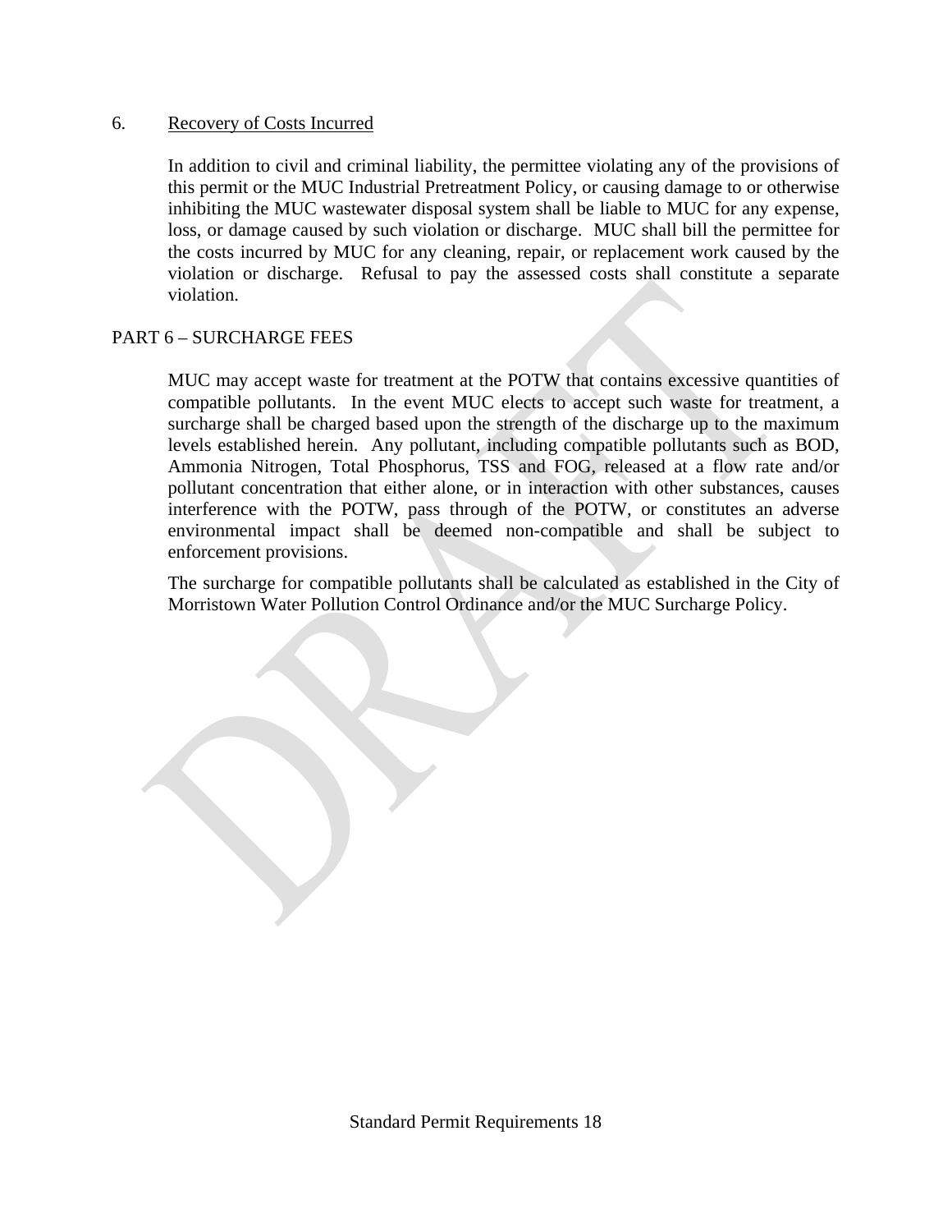6. Recovery of Costs Incurred

In addition to civil and criminal liability, the permittee violating any of the provisions of this permit or the MUC Industrial Pretreatment Policy, or causing damage to or otherwise inhibiting the MUC wastewater disposal system shall be liable to MUC for any expense, loss, or damage caused by such violation or discharge. MUC shall bill the permittee for the costs incurred by MUC for any cleaning, repair, or replacement work caused by the violation or discharge. Refusal to pay the assessed costs shall constitute a separate violation.

## PART 6 – SURCHARGE FEES

MUC may accept waste for treatment at the POTW that contains excessive quantities of compatible pollutants. In the event MUC elects to accept such waste for treatment, a surcharge shall be charged based upon the strength of the discharge up to the maximum levels established herein. Any pollutant, including compatible pollutants such as BOD, Ammonia Nitrogen, Total Phosphorus, TSS and FOG, released at a flow rate and/or pollutant concentration that either alone, or in interaction with other substances, causes interference with the POTW, pass through of the POTW, or constitutes an adverse environmental impact shall be deemed non-compatible and shall be subject to enforcement provisions.

The surcharge for compatible pollutants shall be calculated as established in the City of Morristown Water Pollution Control Ordinance and/or the MUC Surcharge Policy.